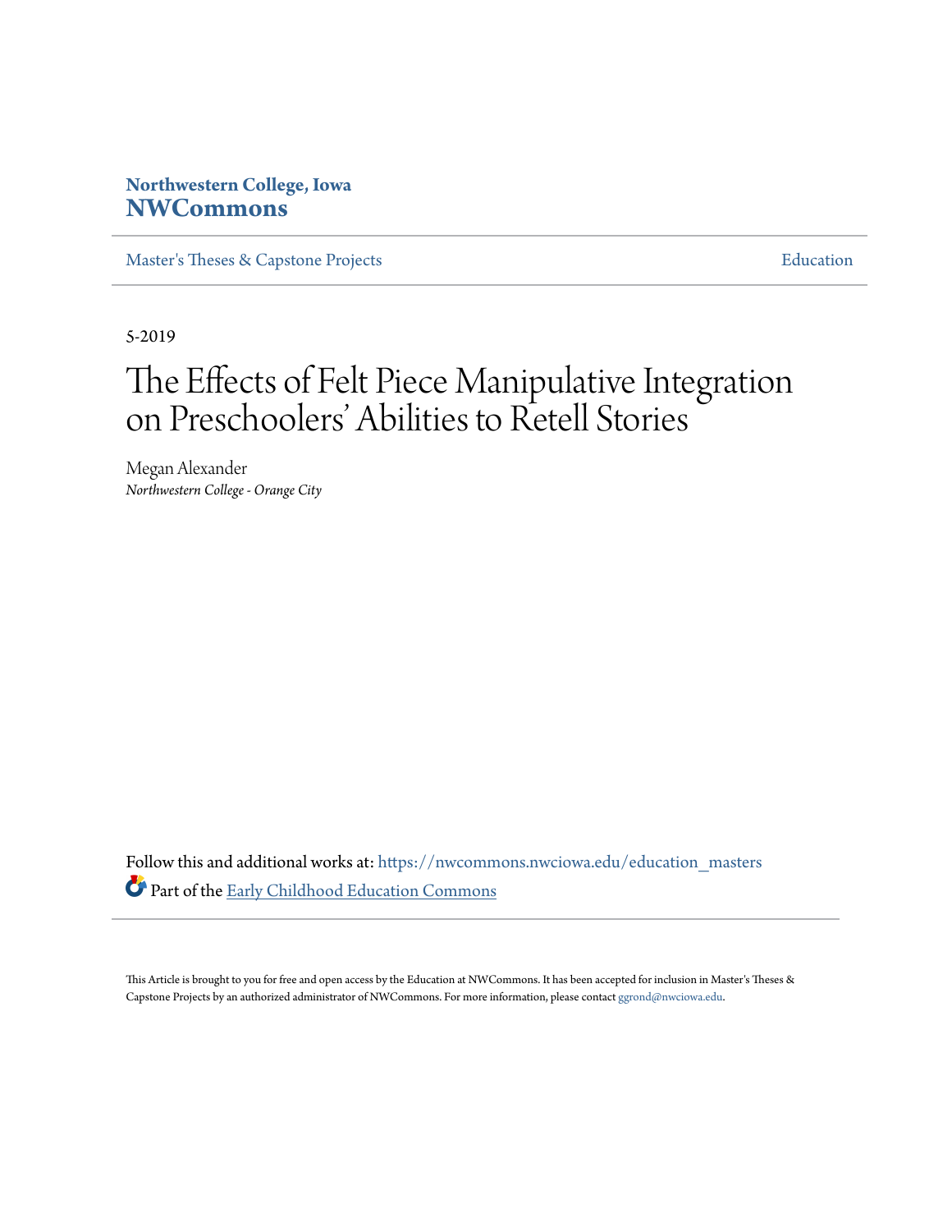Northwestern College, Iowa

**NWCommons**

Master's Theses & Capstone Projects | Education

5-2019

# The Effects of Felt Piece Manipulative Integration on Preschoolers' Abilities to Retell Stories

Megan Alexander

*Northwestern College - Orange City*

Follow this and additional works at: https://nwcommons.nwciowa.edu/education_masters

Part of the Early Childhood Education Commons

This Article is brought to you for free and open access by the Education at NWCommons. It has been accepted for inclusion in Master's Theses & Capstone Projects by an authorized administrator of NWCommons. For more information, please contact ggrond@nwciowa.edu.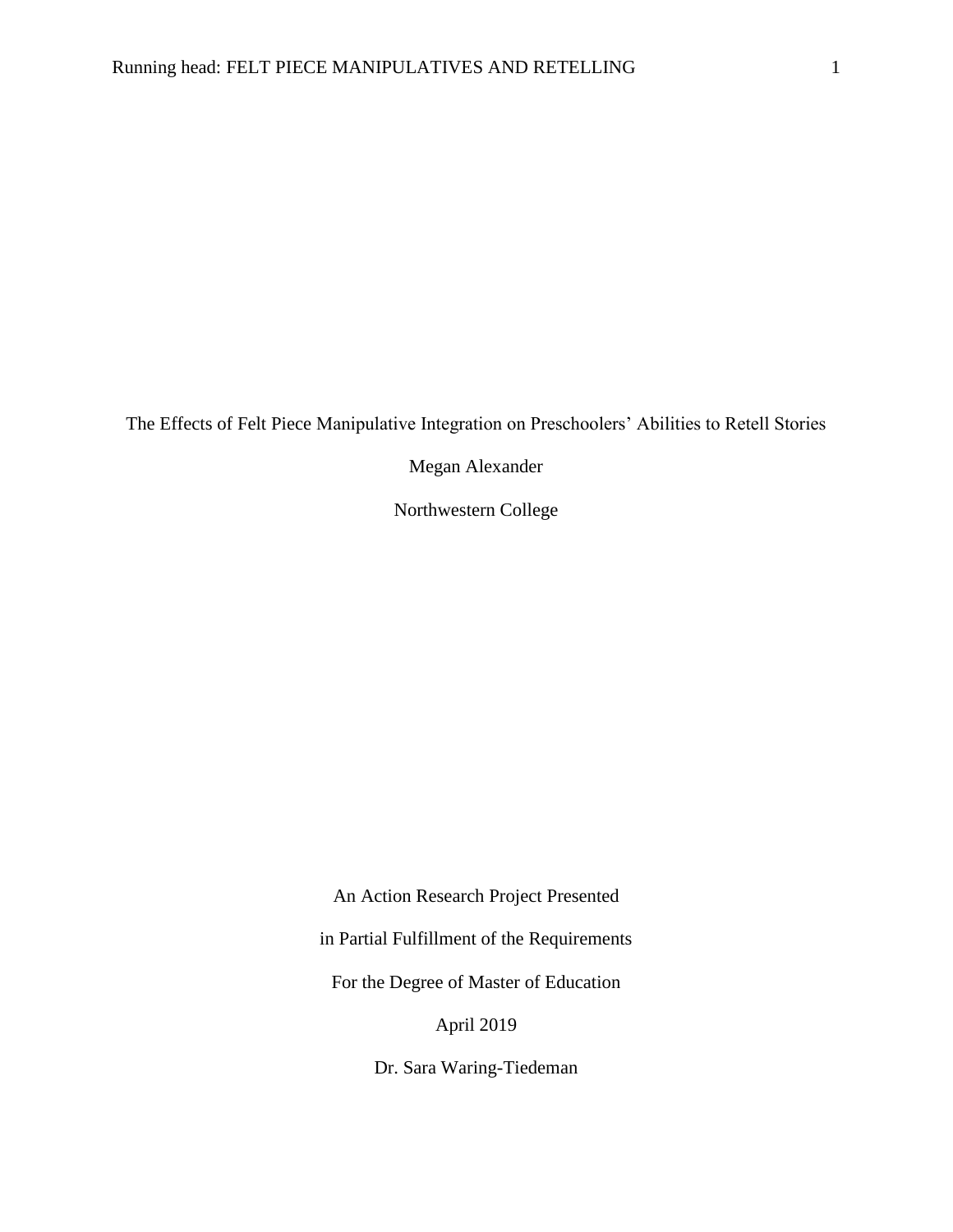The Effects of Felt Piece Manipulative Integration on Preschoolers' Abilities to Retell Stories

Megan Alexander

Northwestern College

An Action Research Project Presented

in Partial Fulfillment of the Requirements

For the Degree of Master of Education

April 2019

Dr. Sara Waring-Tiedeman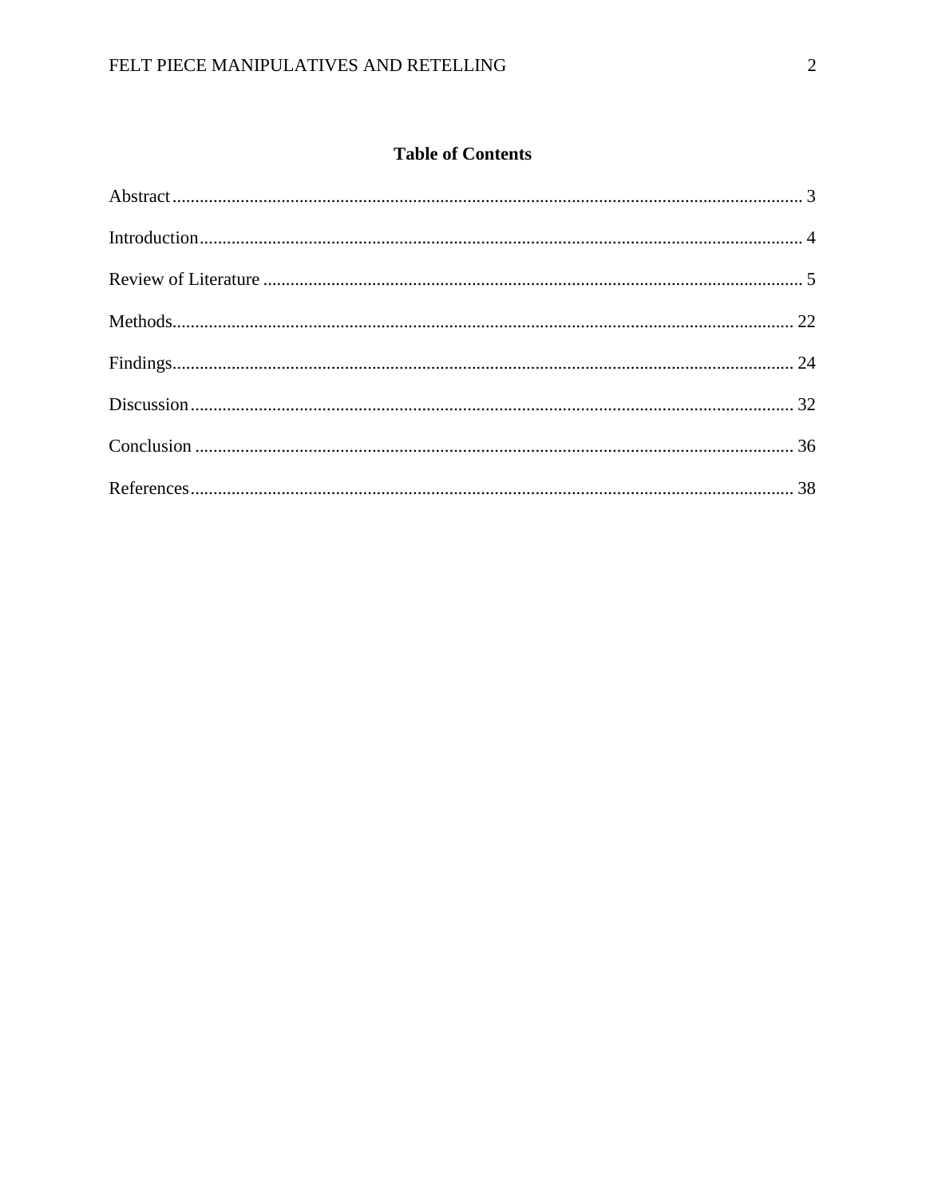# Table of Contents

Abstract ........................................................................................................................................ 3

Introduction.................................................................................................................................. 4

Review of Literature .................................................................................................................... 5

Methods...................................................................................................................................... 22

Findings...................................................................................................................................... 24

Discussion .................................................................................................................................. 32

Conclusion ................................................................................................................................. 36

References .................................................................................................................................. 38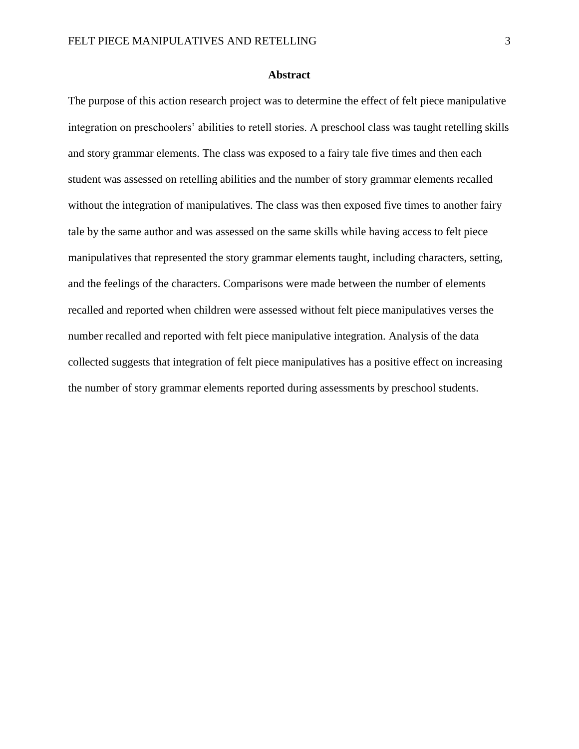# Abstract

The purpose of this action research project was to determine the effect of felt piece manipulative integration on preschoolers' abilities to retell stories. A preschool class was taught retelling skills and story grammar elements. The class was exposed to a fairy tale five times and then each student was assessed on retelling abilities and the number of story grammar elements recalled without the integration of manipulatives. The class was then exposed five times to another fairy tale by the same author and was assessed on the same skills while having access to felt piece manipulatives that represented the story grammar elements taught, including characters, setting, and the feelings of the characters. Comparisons were made between the number of elements recalled and reported when children were assessed without felt piece manipulatives verses the number recalled and reported with felt piece manipulative integration. Analysis of the data collected suggests that integration of felt piece manipulatives has a positive effect on increasing the number of story grammar elements reported during assessments by preschool students.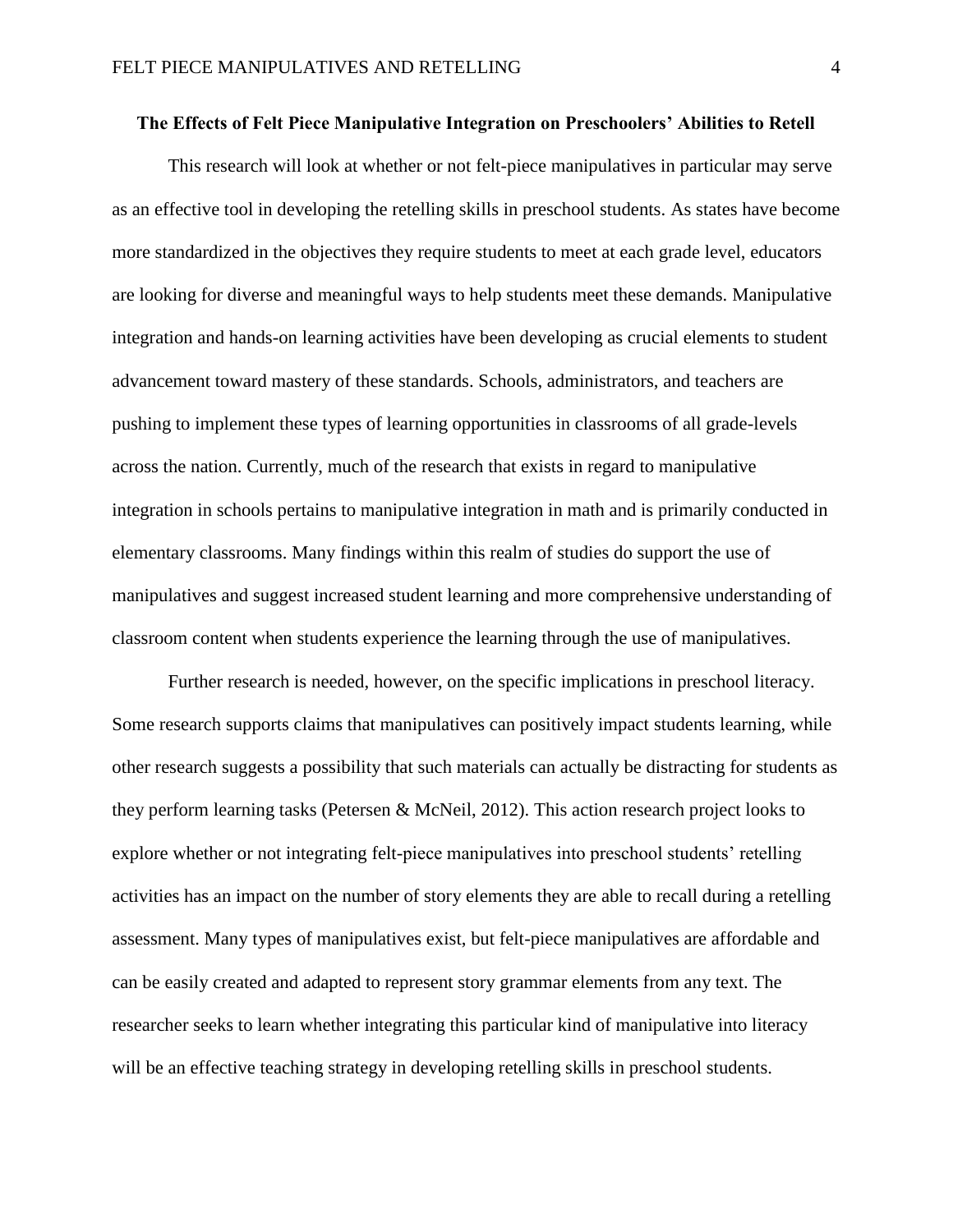# The Effects of Felt Piece Manipulative Integration on Preschoolers' Abilities to Retell

This research will look at whether or not felt-piece manipulatives in particular may serve as an effective tool in developing the retelling skills in preschool students. As states have become more standardized in the objectives they require students to meet at each grade level, educators are looking for diverse and meaningful ways to help students meet these demands. Manipulative integration and hands-on learning activities have been developing as crucial elements to student advancement toward mastery of these standards. Schools, administrators, and teachers are pushing to implement these types of learning opportunities in classrooms of all grade-levels across the nation. Currently, much of the research that exists in regard to manipulative integration in schools pertains to manipulative integration in math and is primarily conducted in elementary classrooms. Many findings within this realm of studies do support the use of manipulatives and suggest increased student learning and more comprehensive understanding of classroom content when students experience the learning through the use of manipulatives.

Further research is needed, however, on the specific implications in preschool literacy. Some research supports claims that manipulatives can positively impact students learning, while other research suggests a possibility that such materials can actually be distracting for students as they perform learning tasks (Petersen & McNeil, 2012). This action research project looks to explore whether or not integrating felt-piece manipulatives into preschool students' retelling activities has an impact on the number of story elements they are able to recall during a retelling assessment. Many types of manipulatives exist, but felt-piece manipulatives are affordable and can be easily created and adapted to represent story grammar elements from any text. The researcher seeks to learn whether integrating this particular kind of manipulative into literacy will be an effective teaching strategy in developing retelling skills in preschool students.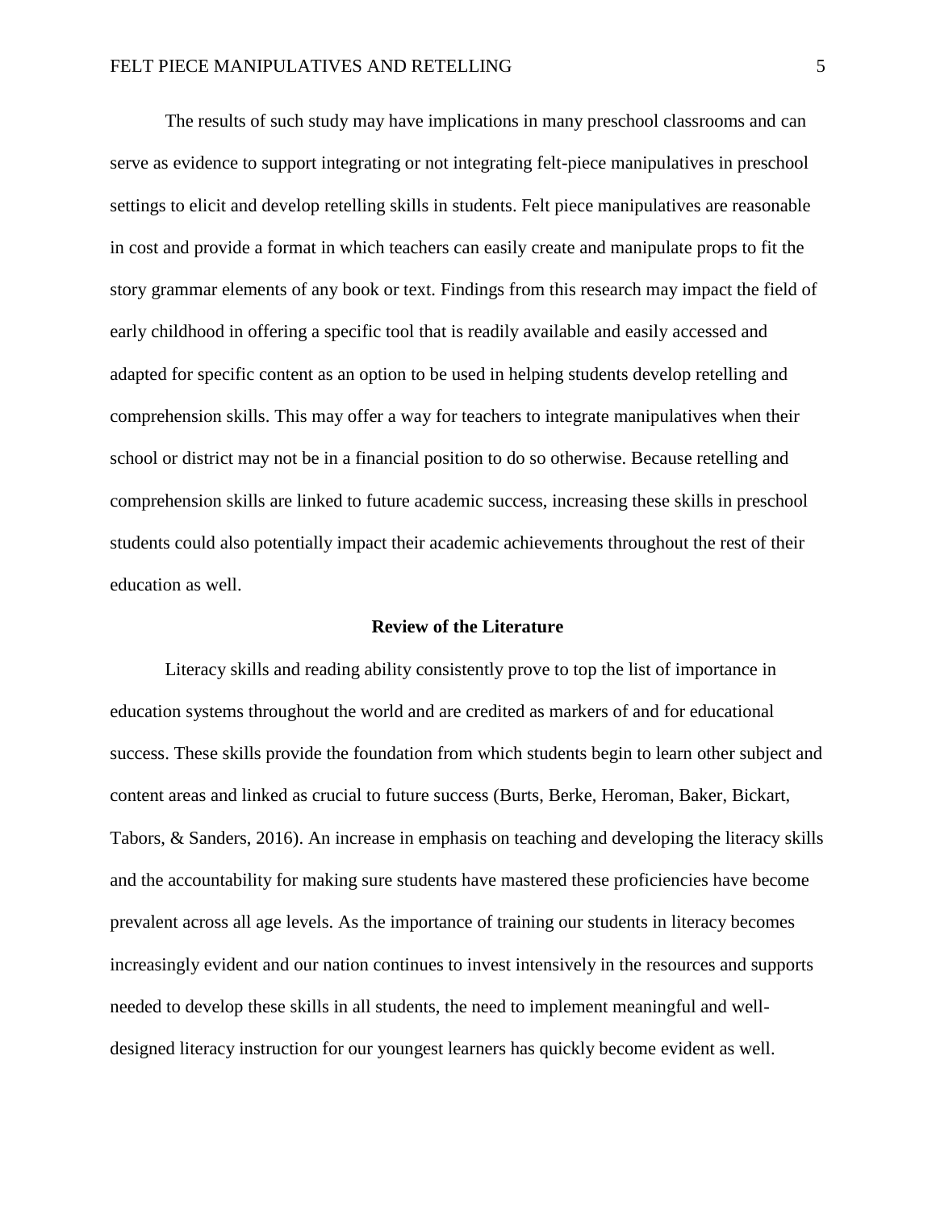The results of such study may have implications in many preschool classrooms and can serve as evidence to support integrating or not integrating felt-piece manipulatives in preschool settings to elicit and develop retelling skills in students. Felt piece manipulatives are reasonable in cost and provide a format in which teachers can easily create and manipulate props to fit the story grammar elements of any book or text. Findings from this research may impact the field of early childhood in offering a specific tool that is readily available and easily accessed and adapted for specific content as an option to be used in helping students develop retelling and comprehension skills. This may offer a way for teachers to integrate manipulatives when their school or district may not be in a financial position to do so otherwise. Because retelling and comprehension skills are linked to future academic success, increasing these skills in preschool students could also potentially impact their academic achievements throughout the rest of their education as well.

## Review of the Literature

Literacy skills and reading ability consistently prove to top the list of importance in education systems throughout the world and are credited as markers of and for educational success. These skills provide the foundation from which students begin to learn other subject and content areas and linked as crucial to future success (Burts, Berke, Heroman, Baker, Bickart, Tabors, & Sanders, 2016). An increase in emphasis on teaching and developing the literacy skills and the accountability for making sure students have mastered these proficiencies have become prevalent across all age levels. As the importance of training our students in literacy becomes increasingly evident and our nation continues to invest intensively in the resources and supports needed to develop these skills in all students, the need to implement meaningful and well-designed literacy instruction for our youngest learners has quickly become evident as well.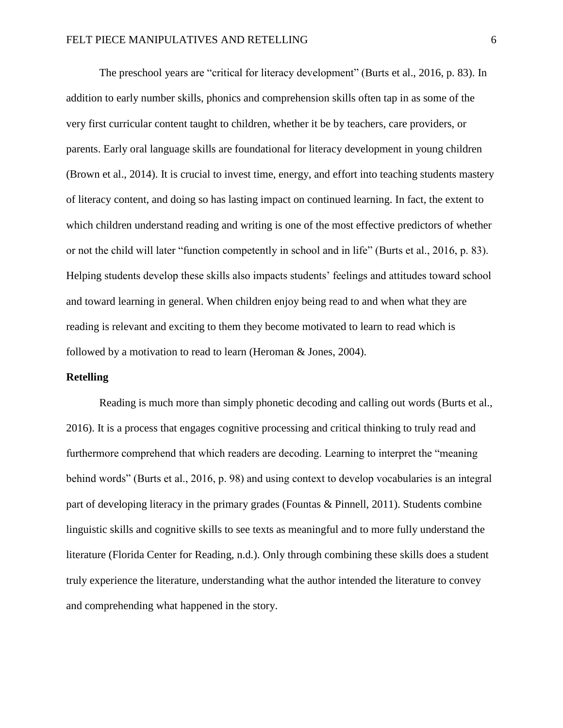The preschool years are "critical for literacy development" (Burts et al., 2016, p. 83). In addition to early number skills, phonics and comprehension skills often tap in as some of the very first curricular content taught to children, whether it be by teachers, care providers, or parents. Early oral language skills are foundational for literacy development in young children (Brown et al., 2014). It is crucial to invest time, energy, and effort into teaching students mastery of literacy content, and doing so has lasting impact on continued learning. In fact, the extent to which children understand reading and writing is one of the most effective predictors of whether or not the child will later "function competently in school and in life" (Burts et al., 2016, p. 83). Helping students develop these skills also impacts students' feelings and attitudes toward school and toward learning in general. When children enjoy being read to and when what they are reading is relevant and exciting to them they become motivated to learn to read which is followed by a motivation to read to learn (Heroman & Jones, 2004).

**Retelling**

Reading is much more than simply phonetic decoding and calling out words (Burts et al., 2016). It is a process that engages cognitive processing and critical thinking to truly read and furthermore comprehend that which readers are decoding. Learning to interpret the "meaning behind words" (Burts et al., 2016, p. 98) and using context to develop vocabularies is an integral part of developing literacy in the primary grades (Fountas & Pinnell, 2011). Students combine linguistic skills and cognitive skills to see texts as meaningful and to more fully understand the literature (Florida Center for Reading, n.d.). Only through combining these skills does a student truly experience the literature, understanding what the author intended the literature to convey and comprehending what happened in the story.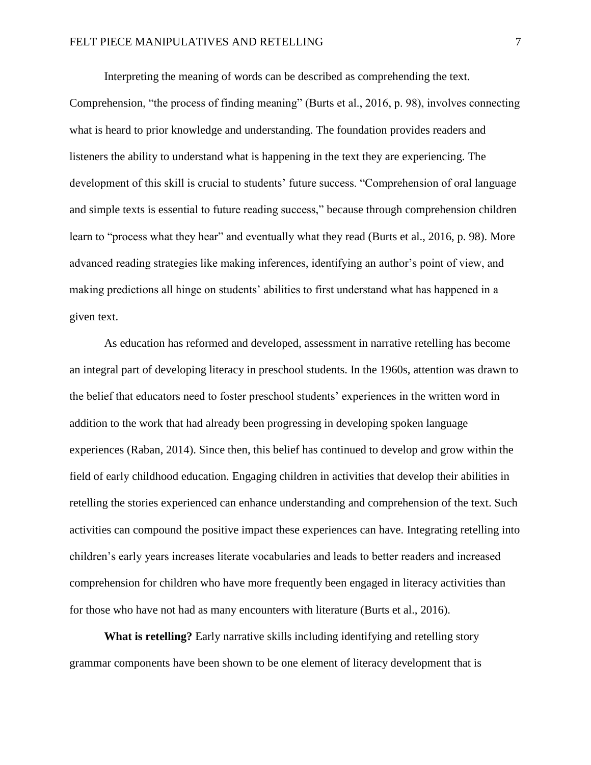Interpreting the meaning of words can be described as comprehending the text. Comprehension, "the process of finding meaning" (Burts et al., 2016, p. 98), involves connecting what is heard to prior knowledge and understanding. The foundation provides readers and listeners the ability to understand what is happening in the text they are experiencing. The development of this skill is crucial to students' future success. "Comprehension of oral language and simple texts is essential to future reading success," because through comprehension children learn to "process what they hear" and eventually what they read (Burts et al., 2016, p. 98). More advanced reading strategies like making inferences, identifying an author's point of view, and making predictions all hinge on students' abilities to first understand what has happened in a given text.

As education has reformed and developed, assessment in narrative retelling has become an integral part of developing literacy in preschool students. In the 1960s, attention was drawn to the belief that educators need to foster preschool students' experiences in the written word in addition to the work that had already been progressing in developing spoken language experiences (Raban, 2014). Since then, this belief has continued to develop and grow within the field of early childhood education. Engaging children in activities that develop their abilities in retelling the stories experienced can enhance understanding and comprehension of the text. Such activities can compound the positive impact these experiences can have. Integrating retelling into children's early years increases literate vocabularies and leads to better readers and increased comprehension for children who have more frequently been engaged in literacy activities than for those who have not had as many encounters with literature (Burts et al., 2016).

**What is retelling?** Early narrative skills including identifying and retelling story grammar components have been shown to be one element of literacy development that is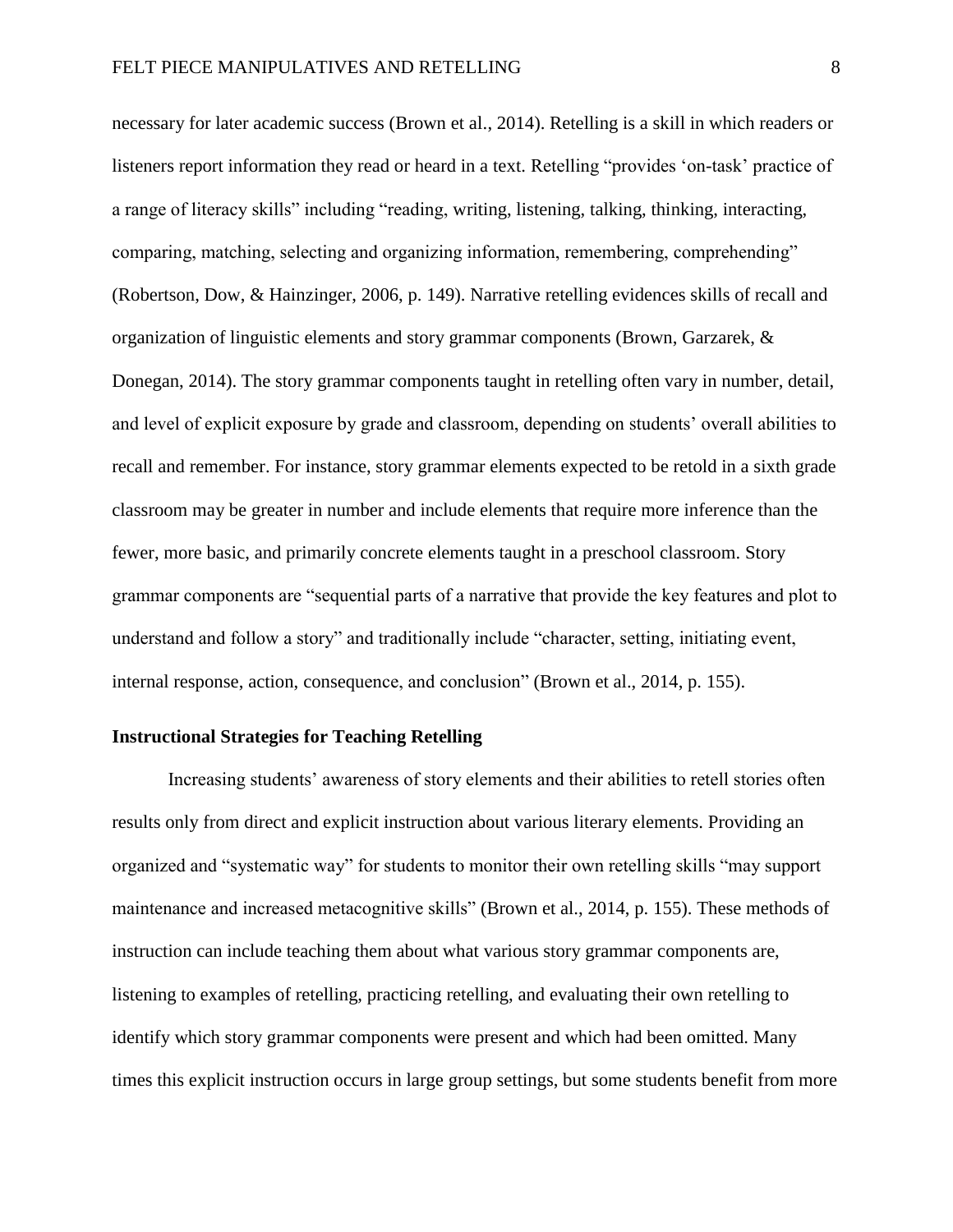necessary for later academic success (Brown et al., 2014). Retelling is a skill in which readers or listeners report information they read or heard in a text. Retelling "provides 'on-task' practice of a range of literacy skills" including "reading, writing, listening, talking, thinking, interacting, comparing, matching, selecting and organizing information, remembering, comprehending" (Robertson, Dow, & Hainzinger, 2006, p. 149). Narrative retelling evidences skills of recall and organization of linguistic elements and story grammar components (Brown, Garzarek, & Donegan, 2014). The story grammar components taught in retelling often vary in number, detail, and level of explicit exposure by grade and classroom, depending on students' overall abilities to recall and remember. For instance, story grammar elements expected to be retold in a sixth grade classroom may be greater in number and include elements that require more inference than the fewer, more basic, and primarily concrete elements taught in a preschool classroom. Story grammar components are "sequential parts of a narrative that provide the key features and plot to understand and follow a story" and traditionally include "character, setting, initiating event, internal response, action, consequence, and conclusion" (Brown et al., 2014, p. 155).

**Instructional Strategies for Teaching Retelling**

Increasing students' awareness of story elements and their abilities to retell stories often results only from direct and explicit instruction about various literary elements. Providing an organized and "systematic way" for students to monitor their own retelling skills "may support maintenance and increased metacognitive skills" (Brown et al., 2014, p. 155). These methods of instruction can include teaching them about what various story grammar components are, listening to examples of retelling, practicing retelling, and evaluating their own retelling to identify which story grammar components were present and which had been omitted. Many times this explicit instruction occurs in large group settings, but some students benefit from more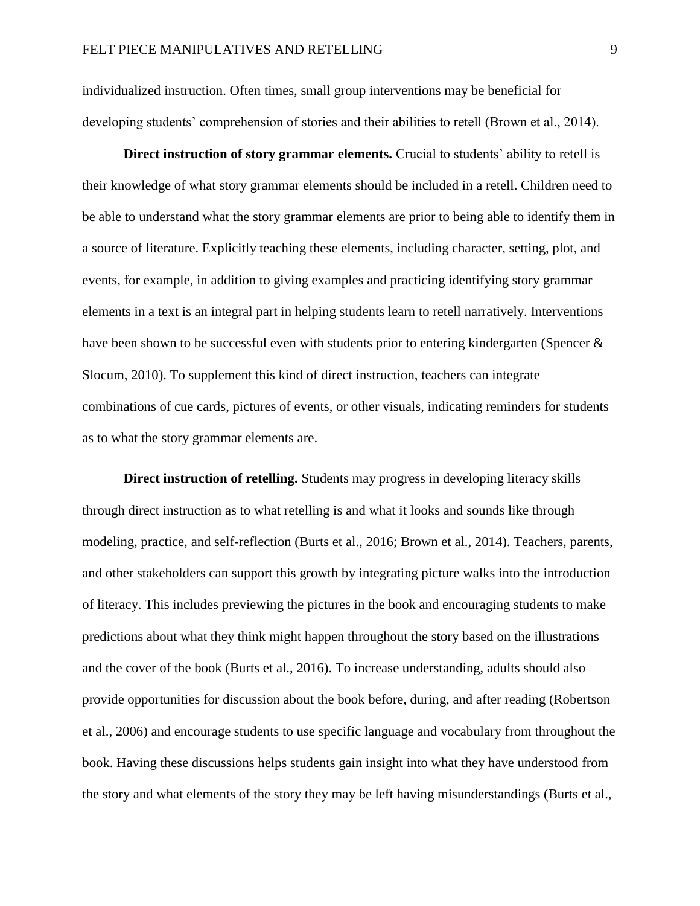individualized instruction. Often times, small group interventions may be beneficial for developing students' comprehension of stories and their abilities to retell (Brown et al., 2014).

**Direct instruction of story grammar elements.** Crucial to students' ability to retell is their knowledge of what story grammar elements should be included in a retell. Children need to be able to understand what the story grammar elements are prior to being able to identify them in a source of literature. Explicitly teaching these elements, including character, setting, plot, and events, for example, in addition to giving examples and practicing identifying story grammar elements in a text is an integral part in helping students learn to retell narratively. Interventions have been shown to be successful even with students prior to entering kindergarten (Spencer & Slocum, 2010). To supplement this kind of direct instruction, teachers can integrate combinations of cue cards, pictures of events, or other visuals, indicating reminders for students as to what the story grammar elements are.

**Direct instruction of retelling.** Students may progress in developing literacy skills through direct instruction as to what retelling is and what it looks and sounds like through modeling, practice, and self-reflection (Burts et al., 2016; Brown et al., 2014). Teachers, parents, and other stakeholders can support this growth by integrating picture walks into the introduction of literacy. This includes previewing the pictures in the book and encouraging students to make predictions about what they think might happen throughout the story based on the illustrations and the cover of the book (Burts et al., 2016). To increase understanding, adults should also provide opportunities for discussion about the book before, during, and after reading (Robertson et al., 2006) and encourage students to use specific language and vocabulary from throughout the book. Having these discussions helps students gain insight into what they have understood from the story and what elements of the story they may be left having misunderstandings (Burts et al.,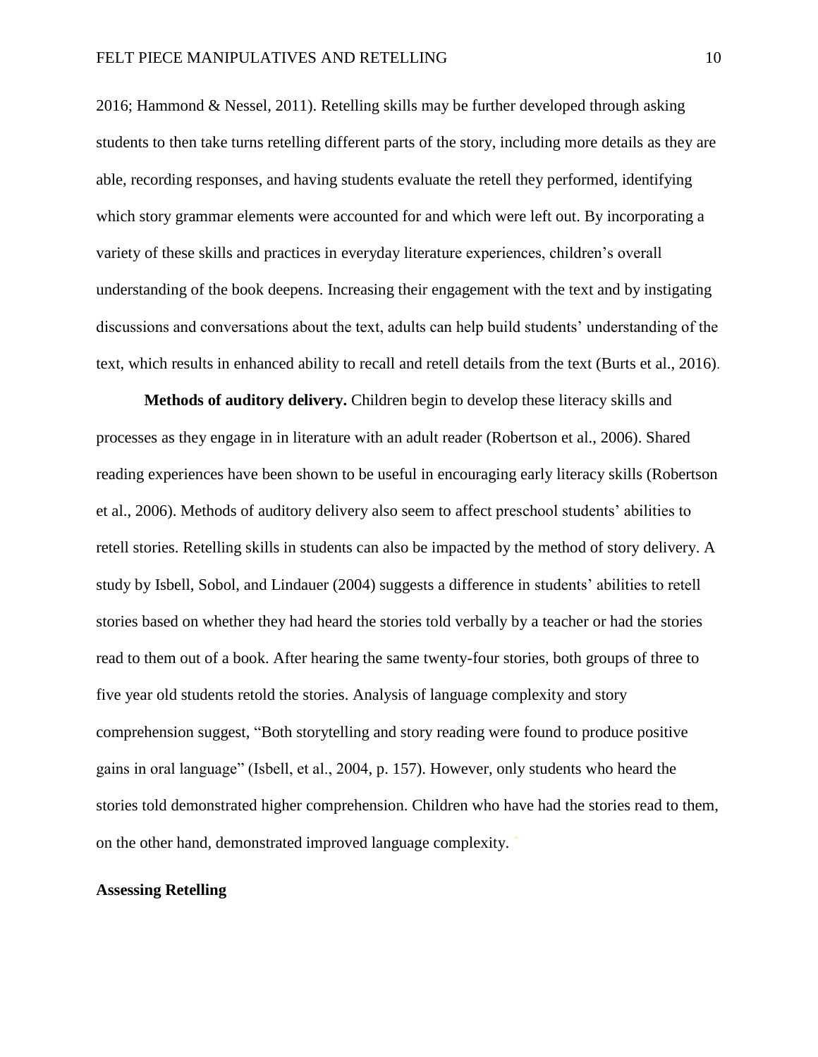2016; Hammond & Nessel, 2011). Retelling skills may be further developed through asking students to then take turns retelling different parts of the story, including more details as they are able, recording responses, and having students evaluate the retell they performed, identifying which story grammar elements were accounted for and which were left out. By incorporating a variety of these skills and practices in everyday literature experiences, children's overall understanding of the book deepens. Increasing their engagement with the text and by instigating discussions and conversations about the text, adults can help build students' understanding of the text, which results in enhanced ability to recall and retell details from the text (Burts et al., 2016).

**Methods of auditory delivery.** Children begin to develop these literacy skills and processes as they engage in in literature with an adult reader (Robertson et al., 2006). Shared reading experiences have been shown to be useful in encouraging early literacy skills (Robertson et al., 2006). Methods of auditory delivery also seem to affect preschool students' abilities to retell stories. Retelling skills in students can also be impacted by the method of story delivery. A study by Isbell, Sobol, and Lindauer (2004) suggests a difference in students' abilities to retell stories based on whether they had heard the stories told verbally by a teacher or had the stories read to them out of a book. After hearing the same twenty-four stories, both groups of three to five year old students retold the stories. Analysis of language complexity and story comprehension suggest, "Both storytelling and story reading were found to produce positive gains in oral language" (Isbell, et al., 2004, p. 157). However, only students who heard the stories told demonstrated higher comprehension. Children who have had the stories read to them, on the other hand, demonstrated improved language complexity.

## Assessing Retelling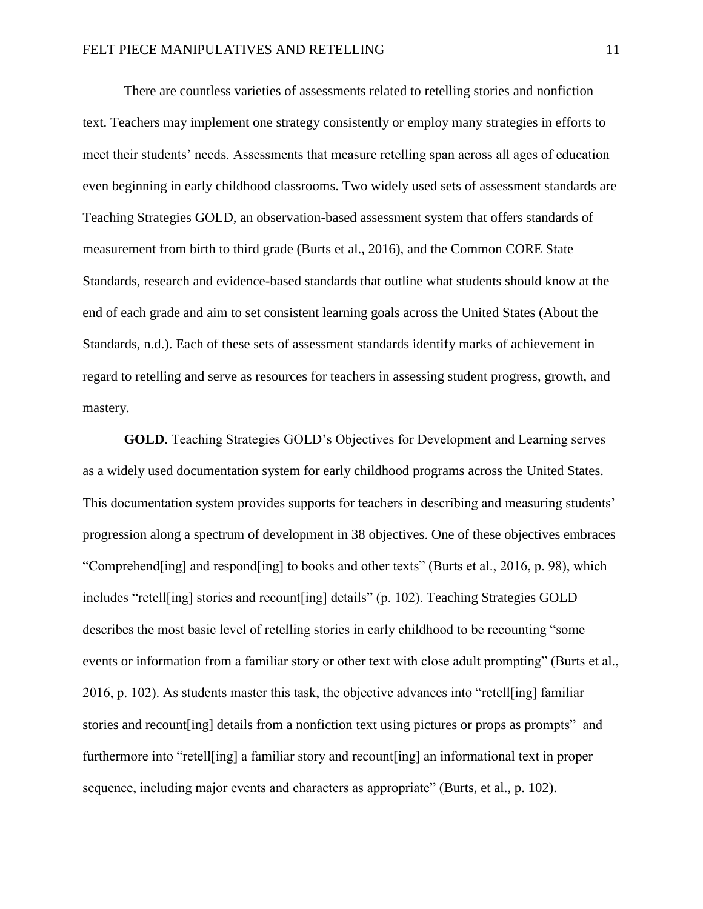There are countless varieties of assessments related to retelling stories and nonfiction text. Teachers may implement one strategy consistently or employ many strategies in efforts to meet their students' needs. Assessments that measure retelling span across all ages of education even beginning in early childhood classrooms. Two widely used sets of assessment standards are Teaching Strategies GOLD, an observation-based assessment system that offers standards of measurement from birth to third grade (Burts et al., 2016), and the Common CORE State Standards, research and evidence-based standards that outline what students should know at the end of each grade and aim to set consistent learning goals across the United States (About the Standards, n.d.). Each of these sets of assessment standards identify marks of achievement in regard to retelling and serve as resources for teachers in assessing student progress, growth, and mastery.

**GOLD**. Teaching Strategies GOLD's Objectives for Development and Learning serves as a widely used documentation system for early childhood programs across the United States. This documentation system provides supports for teachers in describing and measuring students' progression along a spectrum of development in 38 objectives. One of these objectives embraces "Comprehend[ing] and respond[ing] to books and other texts" (Burts et al., 2016, p. 98), which includes "retell[ing] stories and recount[ing] details" (p. 102). Teaching Strategies GOLD describes the most basic level of retelling stories in early childhood to be recounting "some events or information from a familiar story or other text with close adult prompting" (Burts et al., 2016, p. 102). As students master this task, the objective advances into "retell[ing] familiar stories and recount[ing] details from a nonfiction text using pictures or props as prompts" and furthermore into "retell[ing] a familiar story and recount[ing] an informational text in proper sequence, including major events and characters as appropriate" (Burts, et al., p. 102).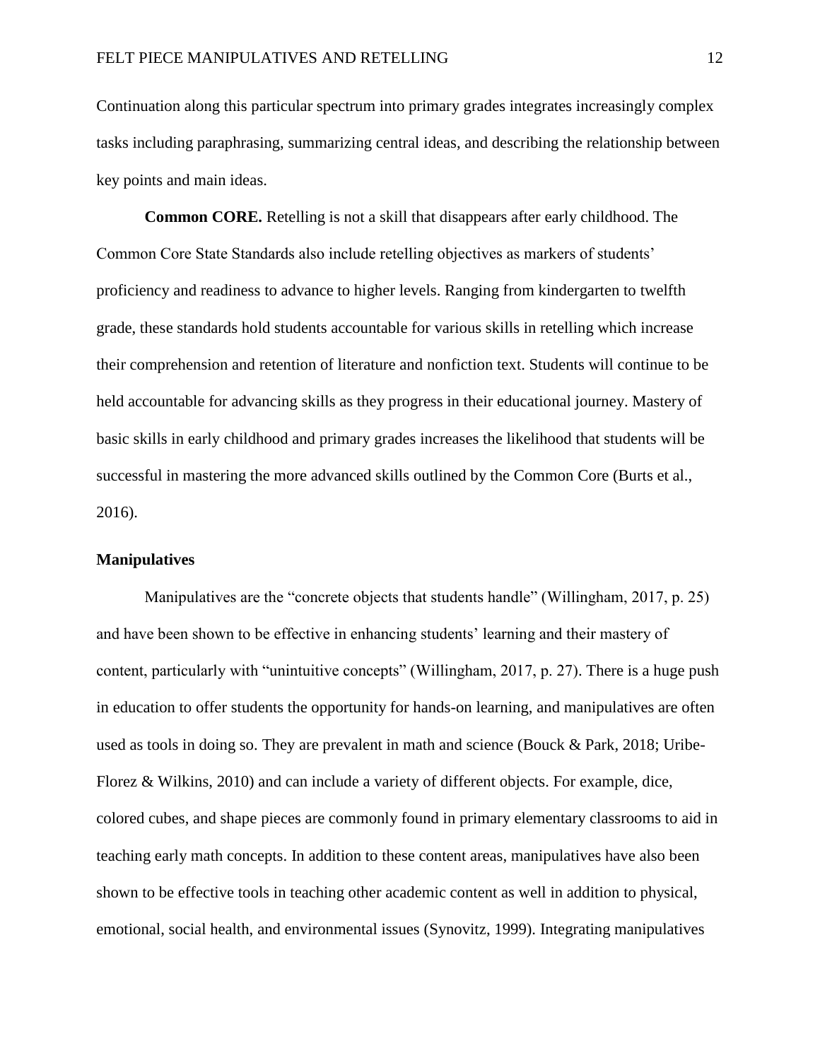Continuation along this particular spectrum into primary grades integrates increasingly complex tasks including paraphrasing, summarizing central ideas, and describing the relationship between key points and main ideas.

**Common CORE.** Retelling is not a skill that disappears after early childhood. The Common Core State Standards also include retelling objectives as markers of students' proficiency and readiness to advance to higher levels. Ranging from kindergarten to twelfth grade, these standards hold students accountable for various skills in retelling which increase their comprehension and retention of literature and nonfiction text. Students will continue to be held accountable for advancing skills as they progress in their educational journey. Mastery of basic skills in early childhood and primary grades increases the likelihood that students will be successful in mastering the more advanced skills outlined by the Common Core (Burts et al., 2016).

### Manipulatives

Manipulatives are the "concrete objects that students handle" (Willingham, 2017, p. 25) and have been shown to be effective in enhancing students' learning and their mastery of content, particularly with "unintuitive concepts" (Willingham, 2017, p. 27). There is a huge push in education to offer students the opportunity for hands-on learning, and manipulatives are often used as tools in doing so. They are prevalent in math and science (Bouck & Park, 2018; Uribe-Florez & Wilkins, 2010) and can include a variety of different objects. For example, dice, colored cubes, and shape pieces are commonly found in primary elementary classrooms to aid in teaching early math concepts. In addition to these content areas, manipulatives have also been shown to be effective tools in teaching other academic content as well in addition to physical, emotional, social health, and environmental issues (Synovitz, 1999). Integrating manipulatives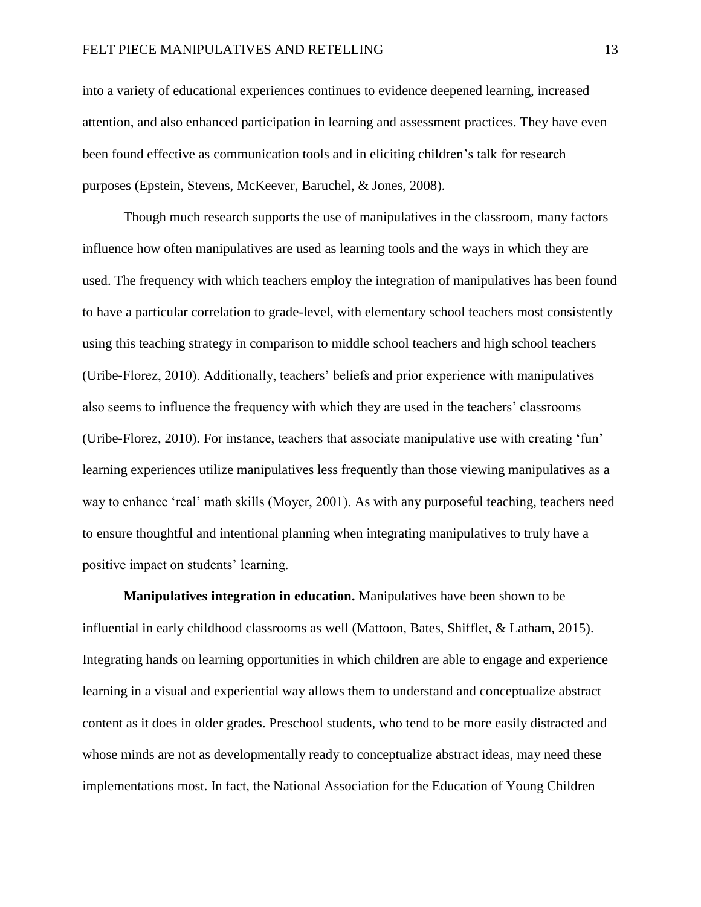into a variety of educational experiences continues to evidence deepened learning, increased attention, and also enhanced participation in learning and assessment practices. They have even been found effective as communication tools and in eliciting children's talk for research purposes (Epstein, Stevens, McKeever, Baruchel, & Jones, 2008).

Though much research supports the use of manipulatives in the classroom, many factors influence how often manipulatives are used as learning tools and the ways in which they are used. The frequency with which teachers employ the integration of manipulatives has been found to have a particular correlation to grade-level, with elementary school teachers most consistently using this teaching strategy in comparison to middle school teachers and high school teachers (Uribe-Florez, 2010). Additionally, teachers' beliefs and prior experience with manipulatives also seems to influence the frequency with which they are used in the teachers' classrooms (Uribe-Florez, 2010). For instance, teachers that associate manipulative use with creating 'fun' learning experiences utilize manipulatives less frequently than those viewing manipulatives as a way to enhance 'real' math skills (Moyer, 2001). As with any purposeful teaching, teachers need to ensure thoughtful and intentional planning when integrating manipulatives to truly have a positive impact on students' learning.

**Manipulatives integration in education.** Manipulatives have been shown to be influential in early childhood classrooms as well (Mattoon, Bates, Shifflet, & Latham, 2015). Integrating hands on learning opportunities in which children are able to engage and experience learning in a visual and experiential way allows them to understand and conceptualize abstract content as it does in older grades. Preschool students, who tend to be more easily distracted and whose minds are not as developmentally ready to conceptualize abstract ideas, may need these implementations most. In fact, the National Association for the Education of Young Children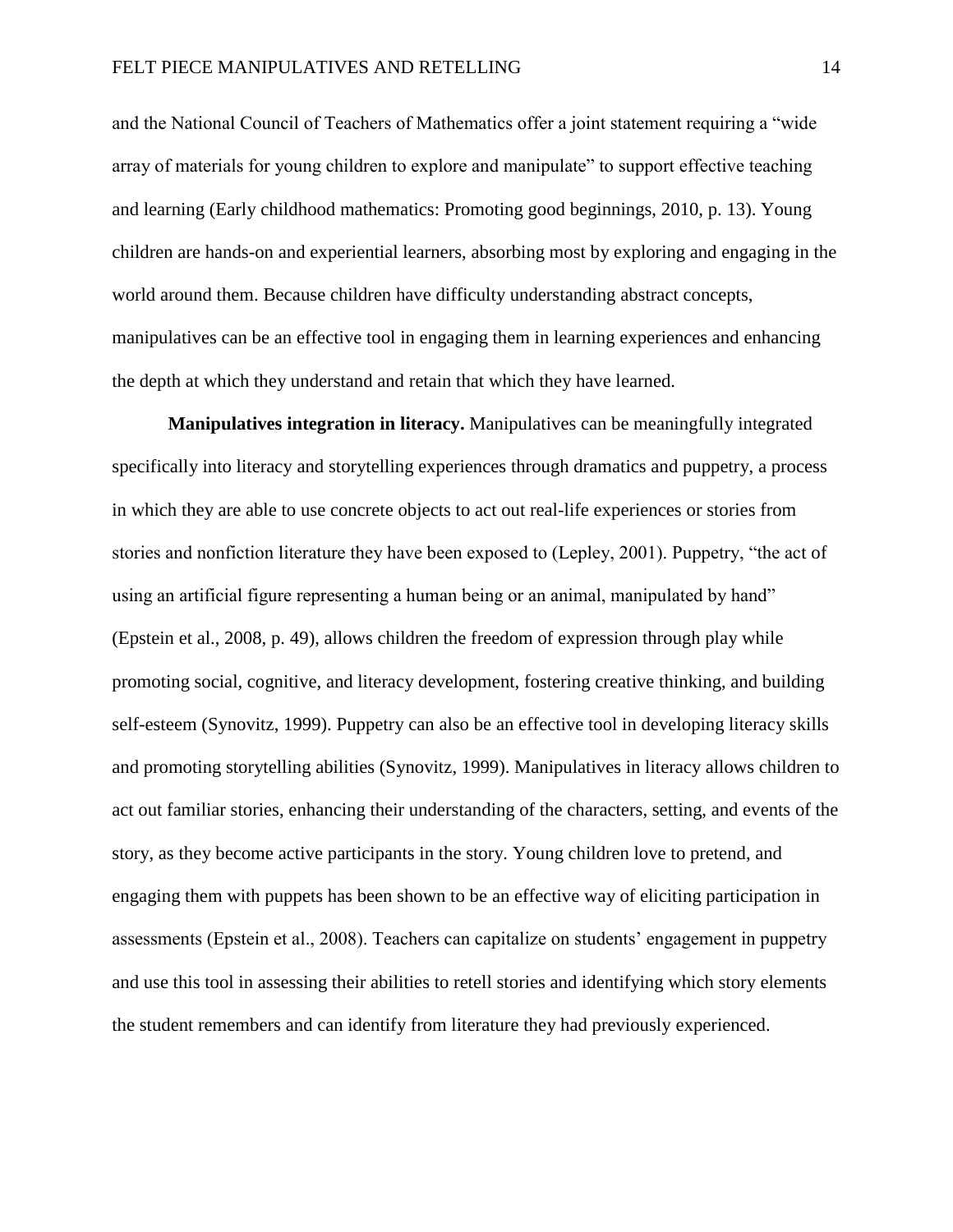and the National Council of Teachers of Mathematics offer a joint statement requiring a "wide array of materials for young children to explore and manipulate" to support effective teaching and learning (Early childhood mathematics: Promoting good beginnings, 2010, p. 13). Young children are hands-on and experiential learners, absorbing most by exploring and engaging in the world around them. Because children have difficulty understanding abstract concepts, manipulatives can be an effective tool in engaging them in learning experiences and enhancing the depth at which they understand and retain that which they have learned.

**Manipulatives integration in literacy.** Manipulatives can be meaningfully integrated specifically into literacy and storytelling experiences through dramatics and puppetry, a process in which they are able to use concrete objects to act out real-life experiences or stories from stories and nonfiction literature they have been exposed to (Lepley, 2001). Puppetry, "the act of using an artificial figure representing a human being or an animal, manipulated by hand" (Epstein et al., 2008, p. 49), allows children the freedom of expression through play while promoting social, cognitive, and literacy development, fostering creative thinking, and building self-esteem (Synovitz, 1999). Puppetry can also be an effective tool in developing literacy skills and promoting storytelling abilities (Synovitz, 1999). Manipulatives in literacy allows children to act out familiar stories, enhancing their understanding of the characters, setting, and events of the story, as they become active participants in the story. Young children love to pretend, and engaging them with puppets has been shown to be an effective way of eliciting participation in assessments (Epstein et al., 2008). Teachers can capitalize on students' engagement in puppetry and use this tool in assessing their abilities to retell stories and identifying which story elements the student remembers and can identify from literature they had previously experienced.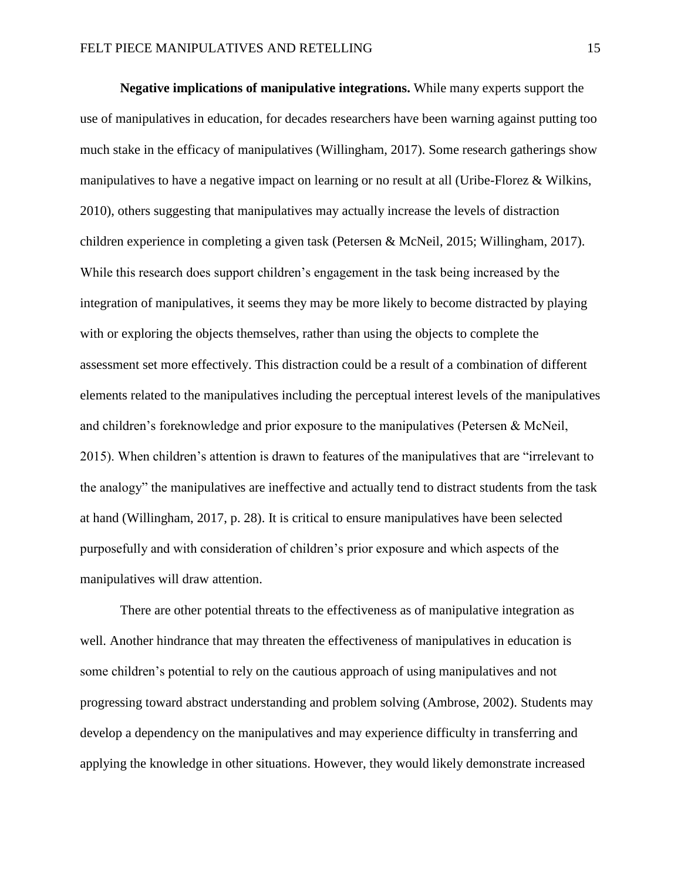**Negative implications of manipulative integrations.** While many experts support the use of manipulatives in education, for decades researchers have been warning against putting too much stake in the efficacy of manipulatives (Willingham, 2017). Some research gatherings show manipulatives to have a negative impact on learning or no result at all (Uribe-Florez & Wilkins, 2010), others suggesting that manipulatives may actually increase the levels of distraction children experience in completing a given task (Petersen & McNeil, 2015; Willingham, 2017). While this research does support children's engagement in the task being increased by the integration of manipulatives, it seems they may be more likely to become distracted by playing with or exploring the objects themselves, rather than using the objects to complete the assessment set more effectively. This distraction could be a result of a combination of different elements related to the manipulatives including the perceptual interest levels of the manipulatives and children's foreknowledge and prior exposure to the manipulatives (Petersen & McNeil, 2015). When children's attention is drawn to features of the manipulatives that are "irrelevant to the analogy" the manipulatives are ineffective and actually tend to distract students from the task at hand (Willingham, 2017, p. 28). It is critical to ensure manipulatives have been selected purposefully and with consideration of children's prior exposure and which aspects of the manipulatives will draw attention.

There are other potential threats to the effectiveness as of manipulative integration as well. Another hindrance that may threaten the effectiveness of manipulatives in education is some children's potential to rely on the cautious approach of using manipulatives and not progressing toward abstract understanding and problem solving (Ambrose, 2002). Students may develop a dependency on the manipulatives and may experience difficulty in transferring and applying the knowledge in other situations. However, they would likely demonstrate increased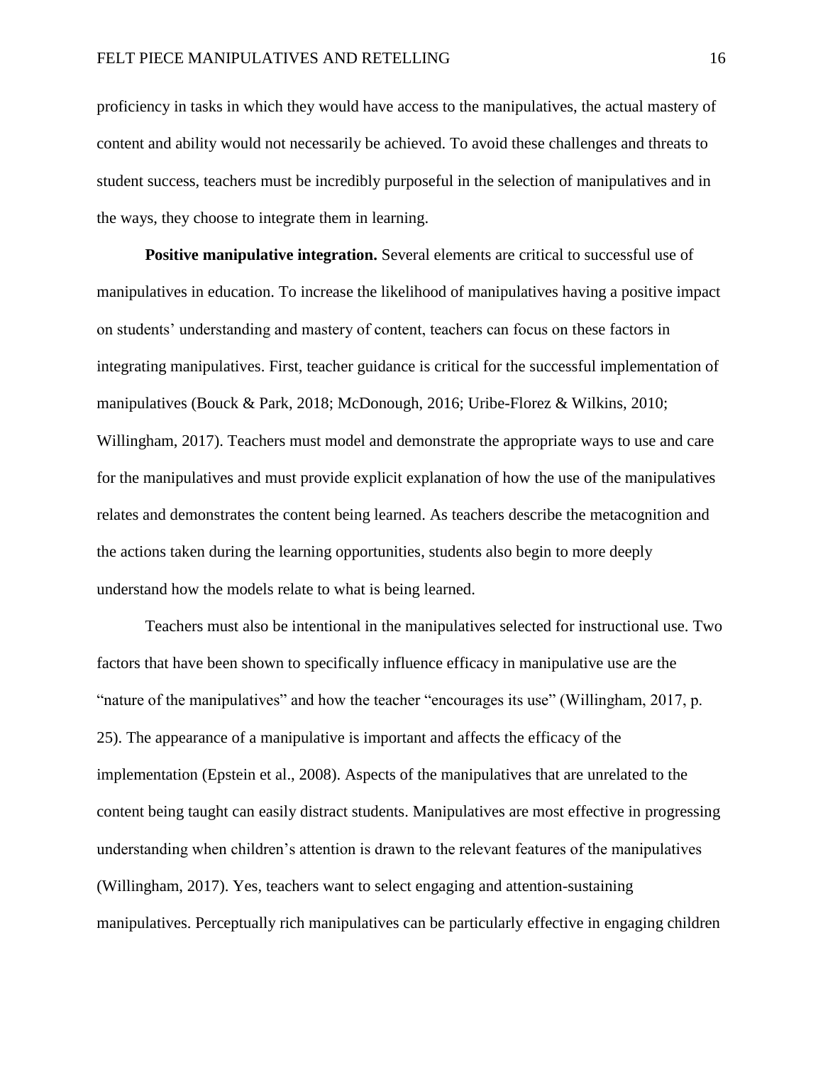proficiency in tasks in which they would have access to the manipulatives, the actual mastery of content and ability would not necessarily be achieved. To avoid these challenges and threats to student success, teachers must be incredibly purposeful in the selection of manipulatives and in the ways, they choose to integrate them in learning.

**Positive manipulative integration.** Several elements are critical to successful use of manipulatives in education. To increase the likelihood of manipulatives having a positive impact on students' understanding and mastery of content, teachers can focus on these factors in integrating manipulatives. First, teacher guidance is critical for the successful implementation of manipulatives (Bouck & Park, 2018; McDonough, 2016; Uribe-Florez & Wilkins, 2010; Willingham, 2017). Teachers must model and demonstrate the appropriate ways to use and care for the manipulatives and must provide explicit explanation of how the use of the manipulatives relates and demonstrates the content being learned. As teachers describe the metacognition and the actions taken during the learning opportunities, students also begin to more deeply understand how the models relate to what is being learned.

Teachers must also be intentional in the manipulatives selected for instructional use. Two factors that have been shown to specifically influence efficacy in manipulative use are the "nature of the manipulatives" and how the teacher "encourages its use" (Willingham, 2017, p. 25). The appearance of a manipulative is important and affects the efficacy of the implementation (Epstein et al., 2008). Aspects of the manipulatives that are unrelated to the content being taught can easily distract students. Manipulatives are most effective in progressing understanding when children's attention is drawn to the relevant features of the manipulatives (Willingham, 2017). Yes, teachers want to select engaging and attention-sustaining manipulatives. Perceptually rich manipulatives can be particularly effective in engaging children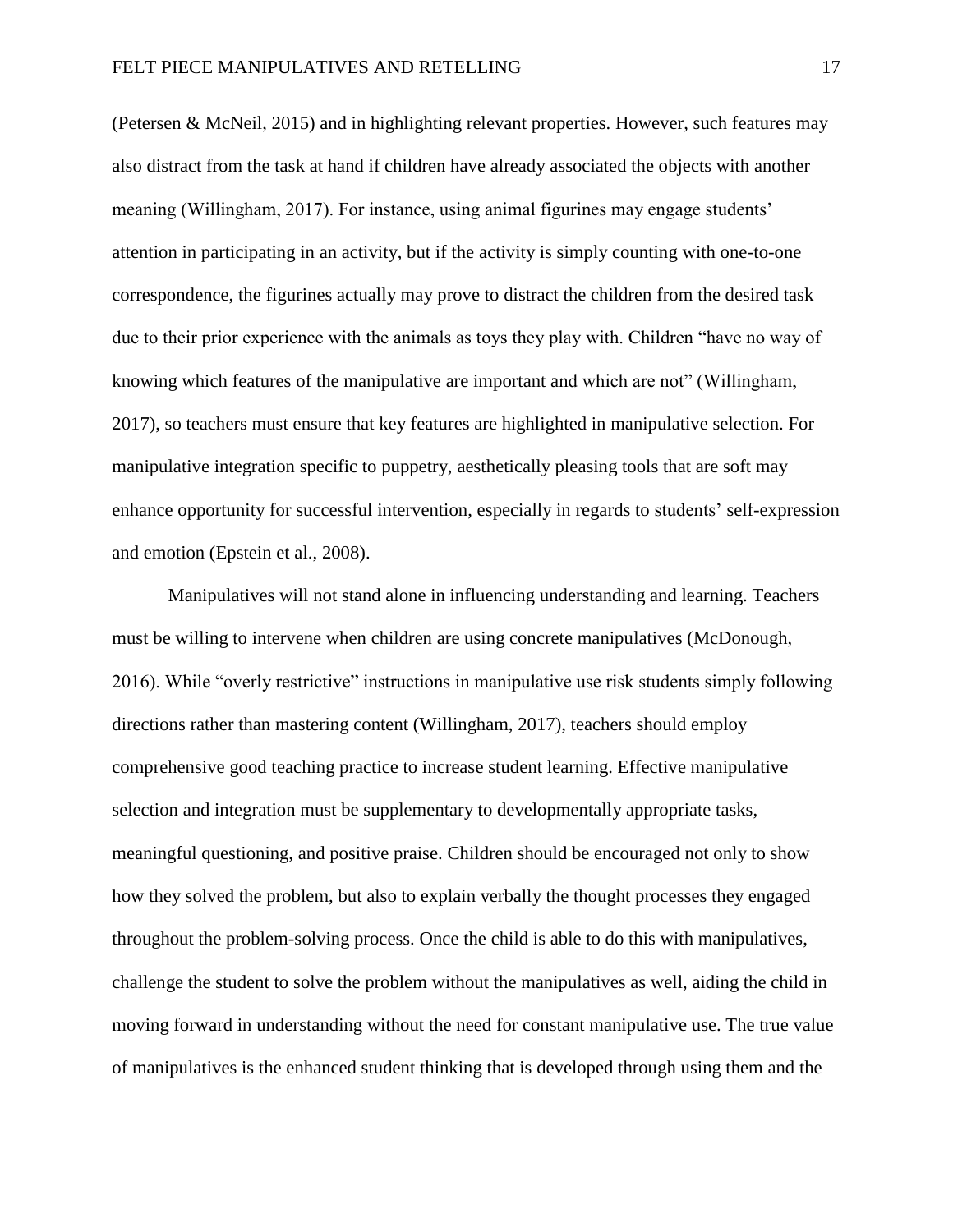(Petersen & McNeil, 2015) and in highlighting relevant properties. However, such features may also distract from the task at hand if children have already associated the objects with another meaning (Willingham, 2017). For instance, using animal figurines may engage students' attention in participating in an activity, but if the activity is simply counting with one-to-one correspondence, the figurines actually may prove to distract the children from the desired task due to their prior experience with the animals as toys they play with. Children "have no way of knowing which features of the manipulative are important and which are not" (Willingham, 2017), so teachers must ensure that key features are highlighted in manipulative selection. For manipulative integration specific to puppetry, aesthetically pleasing tools that are soft may enhance opportunity for successful intervention, especially in regards to students' self-expression and emotion (Epstein et al., 2008).

Manipulatives will not stand alone in influencing understanding and learning. Teachers must be willing to intervene when children are using concrete manipulatives (McDonough, 2016). While "overly restrictive" instructions in manipulative use risk students simply following directions rather than mastering content (Willingham, 2017), teachers should employ comprehensive good teaching practice to increase student learning. Effective manipulative selection and integration must be supplementary to developmentally appropriate tasks, meaningful questioning, and positive praise. Children should be encouraged not only to show how they solved the problem, but also to explain verbally the thought processes they engaged throughout the problem-solving process. Once the child is able to do this with manipulatives, challenge the student to solve the problem without the manipulatives as well, aiding the child in moving forward in understanding without the need for constant manipulative use. The true value of manipulatives is the enhanced student thinking that is developed through using them and the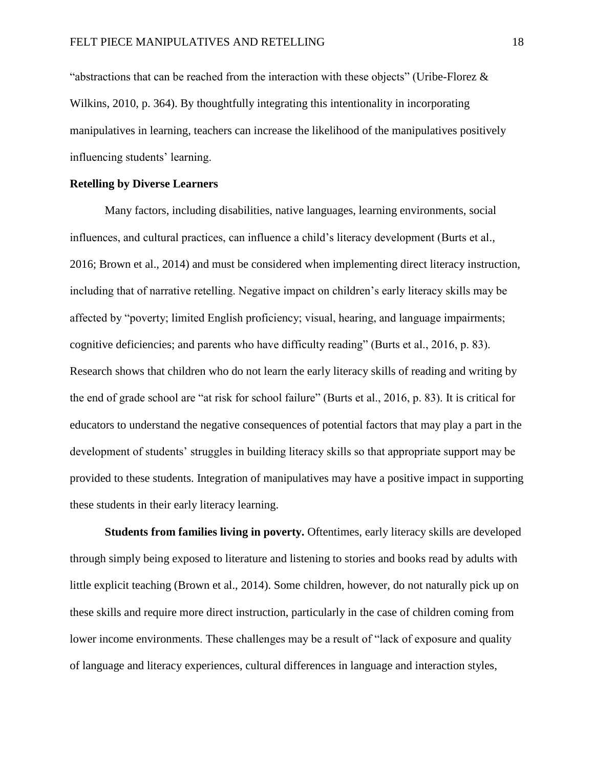"abstractions that can be reached from the interaction with these objects" (Uribe-Florez & Wilkins, 2010, p. 364). By thoughtfully integrating this intentionality in incorporating manipulatives in learning, teachers can increase the likelihood of the manipulatives positively influencing students' learning.

## Retelling by Diverse Learners

Many factors, including disabilities, native languages, learning environments, social influences, and cultural practices, can influence a child's literacy development (Burts et al., 2016; Brown et al., 2014) and must be considered when implementing direct literacy instruction, including that of narrative retelling. Negative impact on children's early literacy skills may be affected by "poverty; limited English proficiency; visual, hearing, and language impairments; cognitive deficiencies; and parents who have difficulty reading" (Burts et al., 2016, p. 83). Research shows that children who do not learn the early literacy skills of reading and writing by the end of grade school are "at risk for school failure" (Burts et al., 2016, p. 83). It is critical for educators to understand the negative consequences of potential factors that may play a part in the development of students' struggles in building literacy skills so that appropriate support may be provided to these students. Integration of manipulatives may have a positive impact in supporting these students in their early literacy learning.

**Students from families living in poverty.** Oftentimes, early literacy skills are developed through simply being exposed to literature and listening to stories and books read by adults with little explicit teaching (Brown et al., 2014). Some children, however, do not naturally pick up on these skills and require more direct instruction, particularly in the case of children coming from lower income environments. These challenges may be a result of "lack of exposure and quality of language and literacy experiences, cultural differences in language and interaction styles,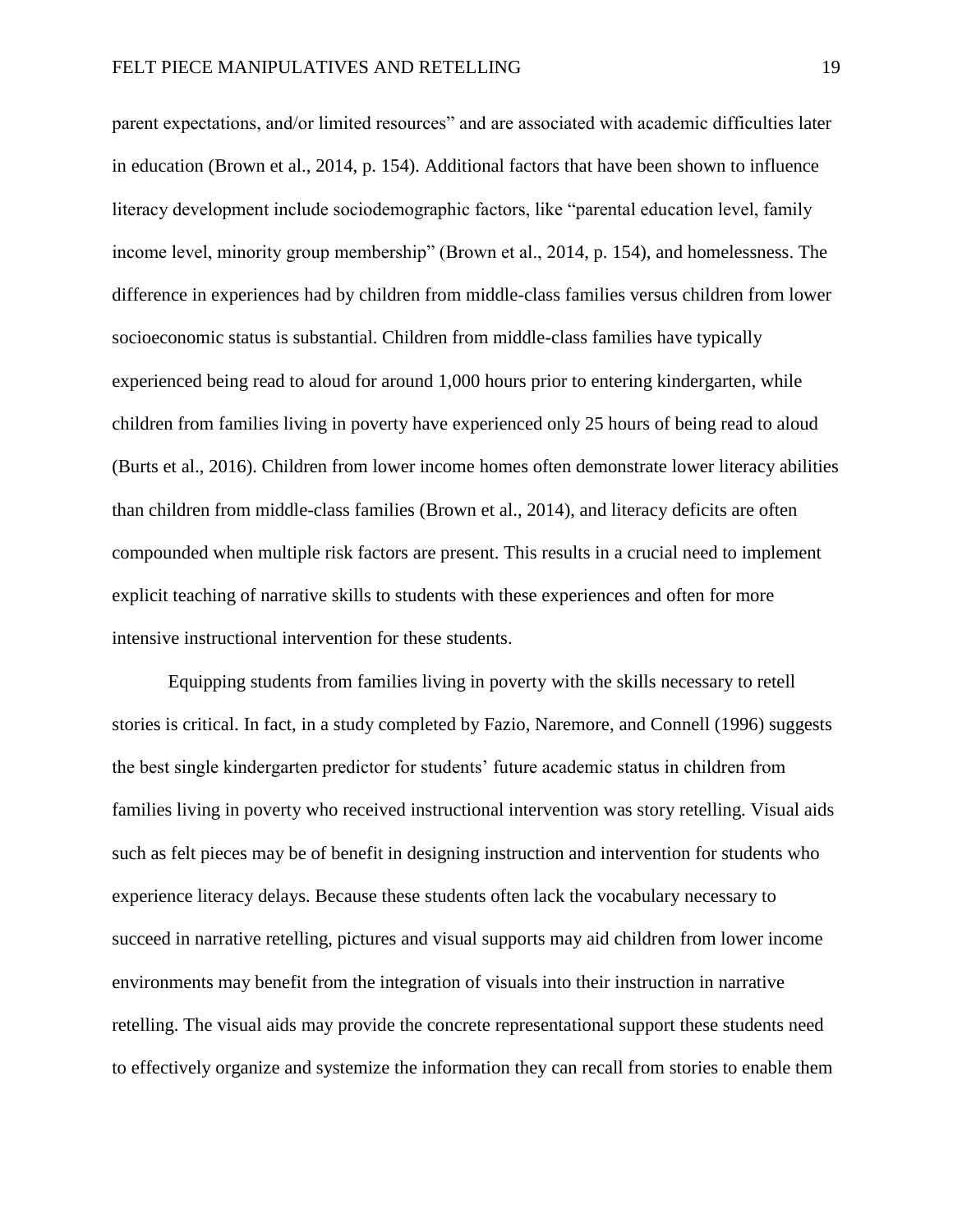parent expectations, and/or limited resources" and are associated with academic difficulties later in education (Brown et al., 2014, p. 154). Additional factors that have been shown to influence literacy development include sociodemographic factors, like "parental education level, family income level, minority group membership" (Brown et al., 2014, p. 154), and homelessness. The difference in experiences had by children from middle-class families versus children from lower socioeconomic status is substantial. Children from middle-class families have typically experienced being read to aloud for around 1,000 hours prior to entering kindergarten, while children from families living in poverty have experienced only 25 hours of being read to aloud (Burts et al., 2016). Children from lower income homes often demonstrate lower literacy abilities than children from middle-class families (Brown et al., 2014), and literacy deficits are often compounded when multiple risk factors are present. This results in a crucial need to implement explicit teaching of narrative skills to students with these experiences and often for more intensive instructional intervention for these students.

Equipping students from families living in poverty with the skills necessary to retell stories is critical. In fact, in a study completed by Fazio, Naremore, and Connell (1996) suggests the best single kindergarten predictor for students' future academic status in children from families living in poverty who received instructional intervention was story retelling. Visual aids such as felt pieces may be of benefit in designing instruction and intervention for students who experience literacy delays. Because these students often lack the vocabulary necessary to succeed in narrative retelling, pictures and visual supports may aid children from lower income environments may benefit from the integration of visuals into their instruction in narrative retelling. The visual aids may provide the concrete representational support these students need to effectively organize and systemize the information they can recall from stories to enable them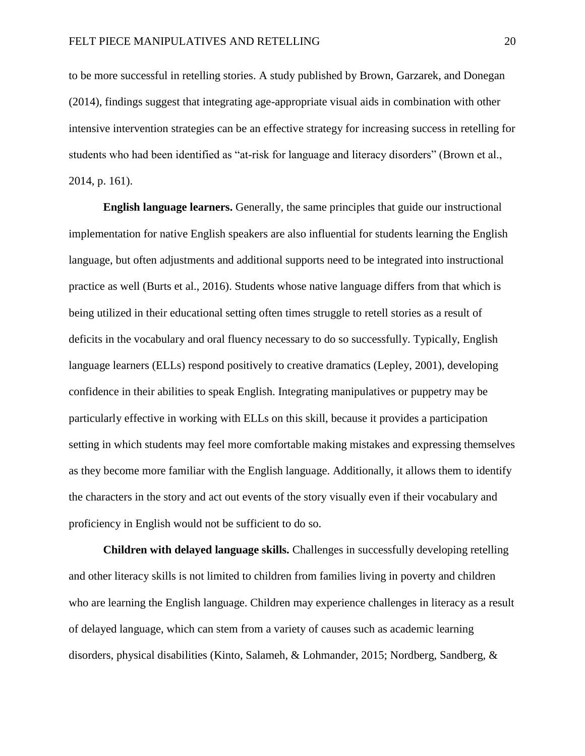to be more successful in retelling stories. A study published by Brown, Garzarek, and Donegan (2014), findings suggest that integrating age-appropriate visual aids in combination with other intensive intervention strategies can be an effective strategy for increasing success in retelling for students who had been identified as "at-risk for language and literacy disorders" (Brown et al., 2014, p. 161).

**English language learners.** Generally, the same principles that guide our instructional implementation for native English speakers are also influential for students learning the English language, but often adjustments and additional supports need to be integrated into instructional practice as well (Burts et al., 2016). Students whose native language differs from that which is being utilized in their educational setting often times struggle to retell stories as a result of deficits in the vocabulary and oral fluency necessary to do so successfully. Typically, English language learners (ELLs) respond positively to creative dramatics (Lepley, 2001), developing confidence in their abilities to speak English. Integrating manipulatives or puppetry may be particularly effective in working with ELLs on this skill, because it provides a participation setting in which students may feel more comfortable making mistakes and expressing themselves as they become more familiar with the English language. Additionally, it allows them to identify the characters in the story and act out events of the story visually even if their vocabulary and proficiency in English would not be sufficient to do so.

**Children with delayed language skills.** Challenges in successfully developing retelling and other literacy skills is not limited to children from families living in poverty and children who are learning the English language. Children may experience challenges in literacy as a result of delayed language, which can stem from a variety of causes such as academic learning disorders, physical disabilities (Kinto, Salameh, & Lohmander, 2015; Nordberg, Sandberg, &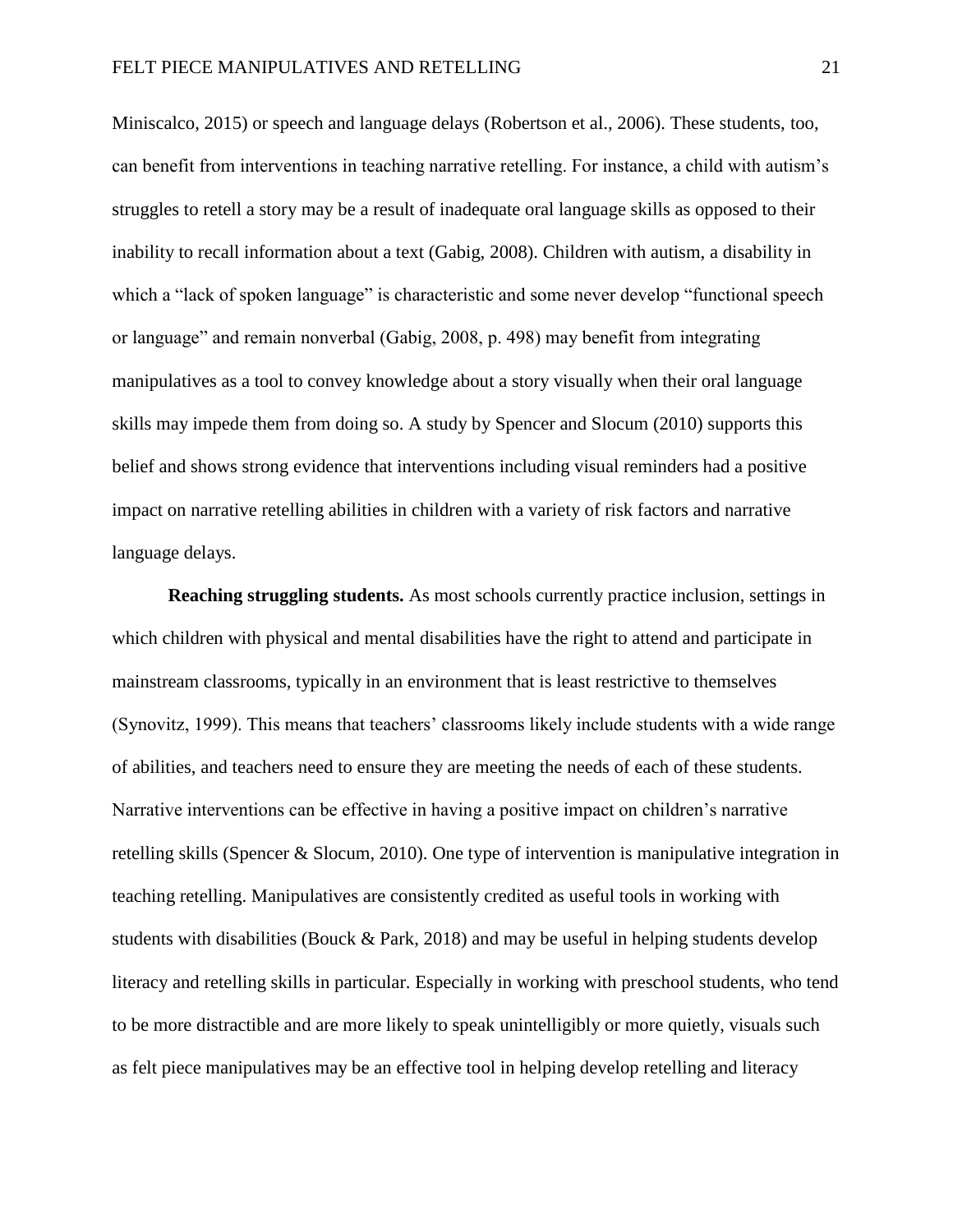Miniscalco, 2015) or speech and language delays (Robertson et al., 2006). These students, too, can benefit from interventions in teaching narrative retelling. For instance, a child with autism's struggles to retell a story may be a result of inadequate oral language skills as opposed to their inability to recall information about a text (Gabig, 2008). Children with autism, a disability in which a "lack of spoken language" is characteristic and some never develop "functional speech or language" and remain nonverbal (Gabig, 2008, p. 498) may benefit from integrating manipulatives as a tool to convey knowledge about a story visually when their oral language skills may impede them from doing so. A study by Spencer and Slocum (2010) supports this belief and shows strong evidence that interventions including visual reminders had a positive impact on narrative retelling abilities in children with a variety of risk factors and narrative language delays.

**Reaching struggling students.** As most schools currently practice inclusion, settings in which children with physical and mental disabilities have the right to attend and participate in mainstream classrooms, typically in an environment that is least restrictive to themselves (Synovitz, 1999). This means that teachers' classrooms likely include students with a wide range of abilities, and teachers need to ensure they are meeting the needs of each of these students. Narrative interventions can be effective in having a positive impact on children's narrative retelling skills (Spencer & Slocum, 2010). One type of intervention is manipulative integration in teaching retelling. Manipulatives are consistently credited as useful tools in working with students with disabilities (Bouck & Park, 2018) and may be useful in helping students develop literacy and retelling skills in particular. Especially in working with preschool students, who tend to be more distractible and are more likely to speak unintelligibly or more quietly, visuals such as felt piece manipulatives may be an effective tool in helping develop retelling and literacy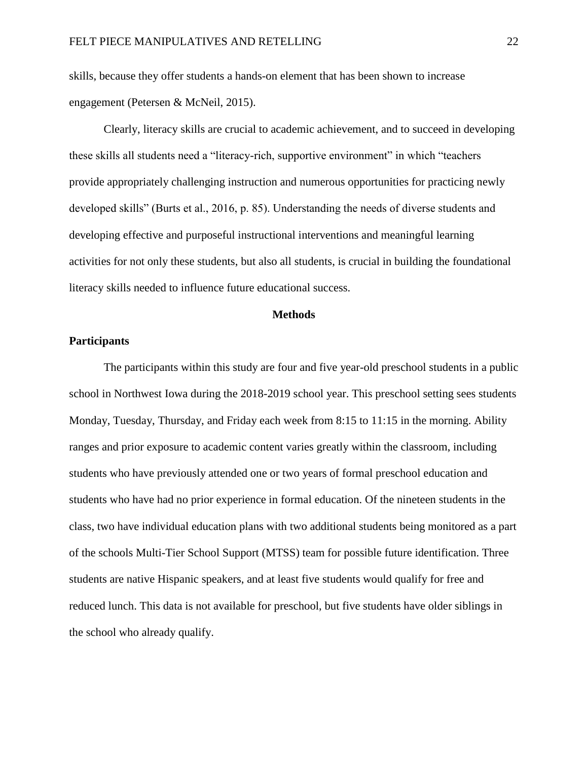skills, because they offer students a hands-on element that has been shown to increase engagement (Petersen & McNeil, 2015).

Clearly, literacy skills are crucial to academic achievement, and to succeed in developing these skills all students need a "literacy-rich, supportive environment" in which "teachers provide appropriately challenging instruction and numerous opportunities for practicing newly developed skills" (Burts et al., 2016, p. 85). Understanding the needs of diverse students and developing effective and purposeful instructional interventions and meaningful learning activities for not only these students, but also all students, is crucial in building the foundational literacy skills needed to influence future educational success.

## Methods

### Participants

The participants within this study are four and five year-old preschool students in a public school in Northwest Iowa during the 2018-2019 school year. This preschool setting sees students Monday, Tuesday, Thursday, and Friday each week from 8:15 to 11:15 in the morning. Ability ranges and prior exposure to academic content varies greatly within the classroom, including students who have previously attended one or two years of formal preschool education and students who have had no prior experience in formal education. Of the nineteen students in the class, two have individual education plans with two additional students being monitored as a part of the schools Multi-Tier School Support (MTSS) team for possible future identification. Three students are native Hispanic speakers, and at least five students would qualify for free and reduced lunch. This data is not available for preschool, but five students have older siblings in the school who already qualify.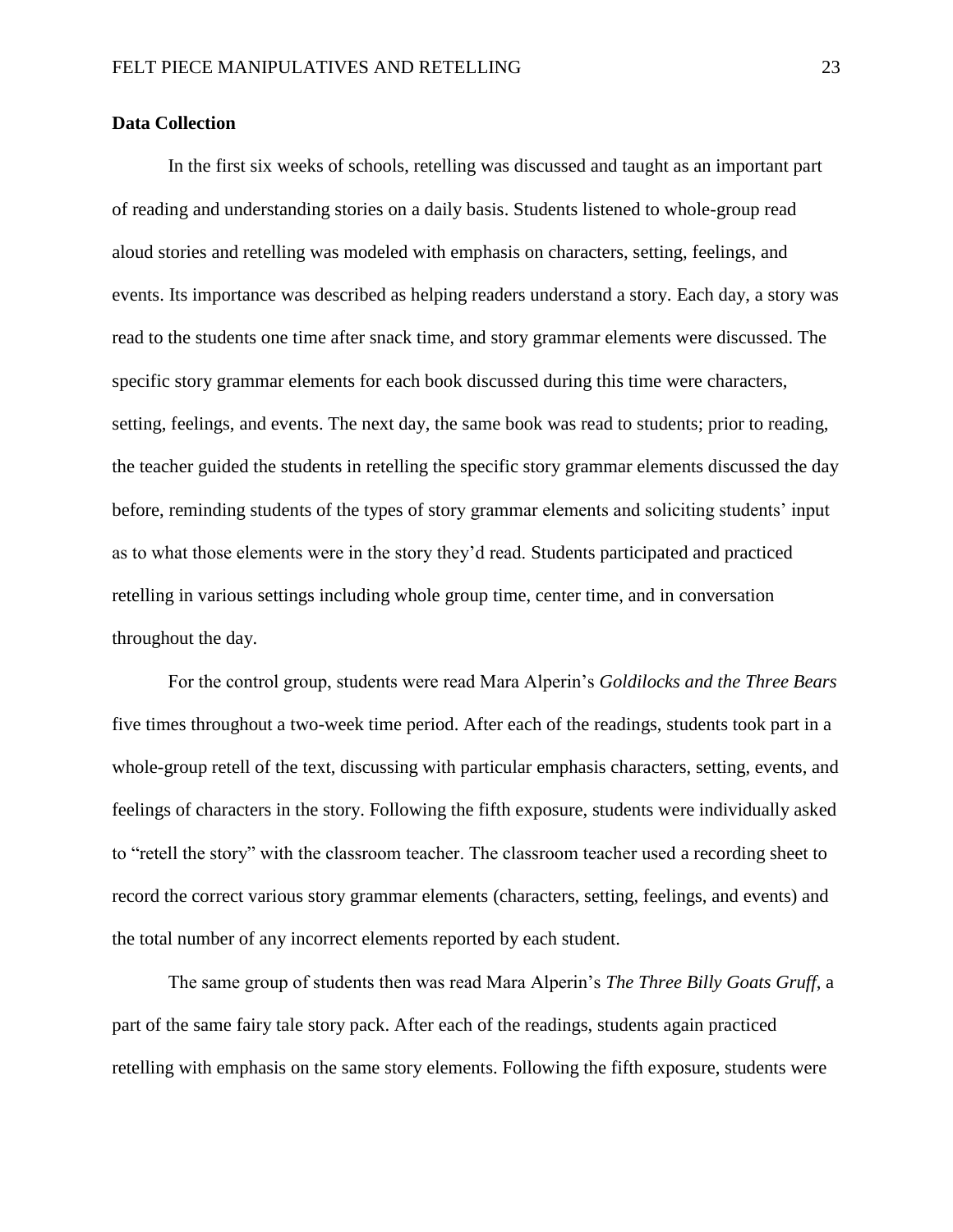**Data Collection**

In the first six weeks of schools, retelling was discussed and taught as an important part of reading and understanding stories on a daily basis. Students listened to whole-group read aloud stories and retelling was modeled with emphasis on characters, setting, feelings, and events. Its importance was described as helping readers understand a story. Each day, a story was read to the students one time after snack time, and story grammar elements were discussed. The specific story grammar elements for each book discussed during this time were characters, setting, feelings, and events. The next day, the same book was read to students; prior to reading, the teacher guided the students in retelling the specific story grammar elements discussed the day before, reminding students of the types of story grammar elements and soliciting students' input as to what those elements were in the story they'd read. Students participated and practiced retelling in various settings including whole group time, center time, and in conversation throughout the day.

For the control group, students were read Mara Alperin's *Goldilocks and the Three Bears* five times throughout a two-week time period. After each of the readings, students took part in a whole-group retell of the text, discussing with particular emphasis characters, setting, events, and feelings of characters in the story. Following the fifth exposure, students were individually asked to "retell the story" with the classroom teacher. The classroom teacher used a recording sheet to record the correct various story grammar elements (characters, setting, feelings, and events) and the total number of any incorrect elements reported by each student.

The same group of students then was read Mara Alperin's *The Three Billy Goats Gruff*, a part of the same fairy tale story pack. After each of the readings, students again practiced retelling with emphasis on the same story elements. Following the fifth exposure, students were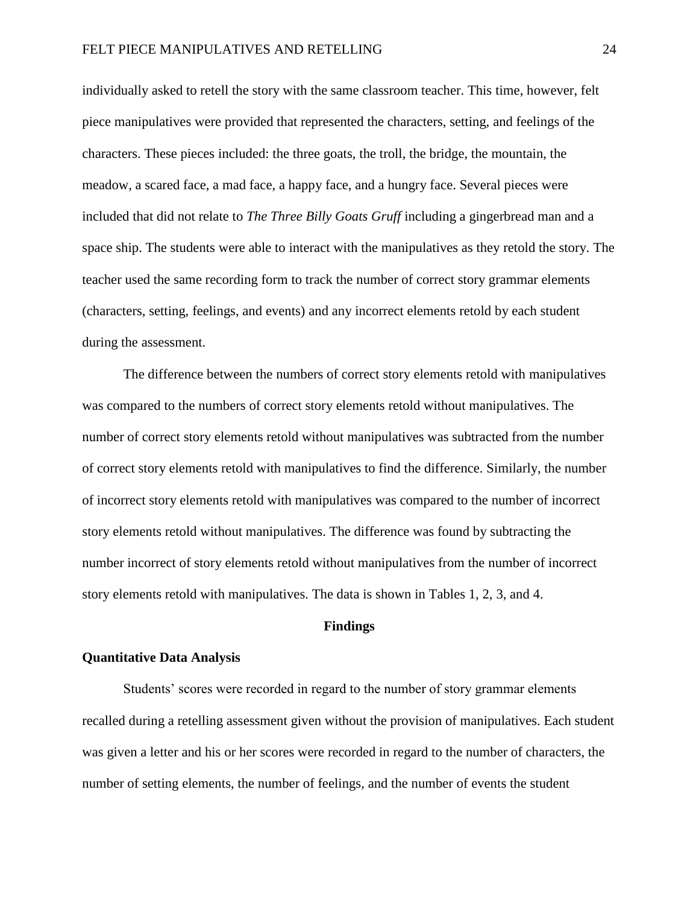individually asked to retell the story with the same classroom teacher. This time, however, felt piece manipulatives were provided that represented the characters, setting, and feelings of the characters. These pieces included: the three goats, the troll, the bridge, the mountain, the meadow, a scared face, a mad face, a happy face, and a hungry face. Several pieces were included that did not relate to *The Three Billy Goats Gruff* including a gingerbread man and a space ship. The students were able to interact with the manipulatives as they retold the story. The teacher used the same recording form to track the number of correct story grammar elements (characters, setting, feelings, and events) and any incorrect elements retold by each student during the assessment.

The difference between the numbers of correct story elements retold with manipulatives was compared to the numbers of correct story elements retold without manipulatives. The number of correct story elements retold without manipulatives was subtracted from the number of correct story elements retold with manipulatives to find the difference. Similarly, the number of incorrect story elements retold with manipulatives was compared to the number of incorrect story elements retold without manipulatives. The difference was found by subtracting the number incorrect of story elements retold without manipulatives from the number of incorrect story elements retold with manipulatives. The data is shown in Tables 1, 2, 3, and 4.

## Findings

### Quantitative Data Analysis

Students' scores were recorded in regard to the number of story grammar elements recalled during a retelling assessment given without the provision of manipulatives. Each student was given a letter and his or her scores were recorded in regard to the number of characters, the number of setting elements, the number of feelings, and the number of events the student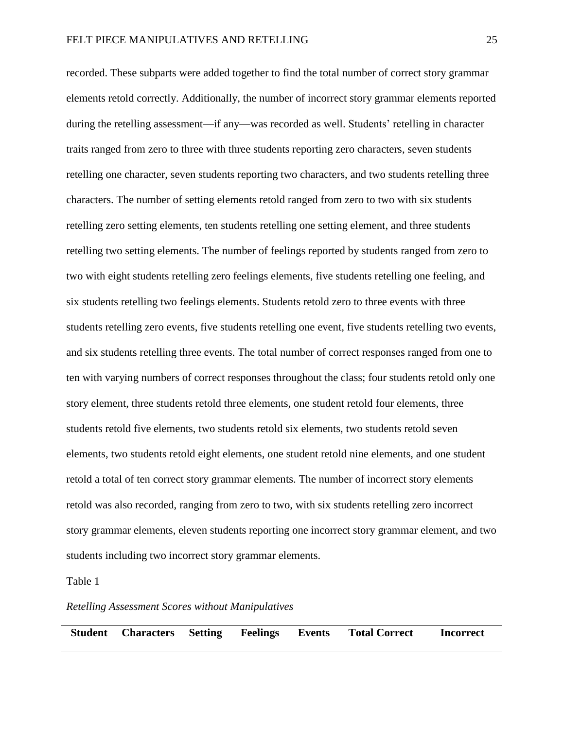recorded. These subparts were added together to find the total number of correct story grammar elements retold correctly. Additionally, the number of incorrect story grammar elements reported during the retelling assessment—if any—was recorded as well. Students' retelling in character traits ranged from zero to three with three students reporting zero characters, seven students retelling one character, seven students reporting two characters, and two students retelling three characters. The number of setting elements retold ranged from zero to two with six students retelling zero setting elements, ten students retelling one setting element, and three students retelling two setting elements. The number of feelings reported by students ranged from zero to two with eight students retelling zero feelings elements, five students retelling one feeling, and six students retelling two feelings elements. Students retold zero to three events with three students retelling zero events, five students retelling one event, five students retelling two events, and six students retelling three events. The total number of correct responses ranged from one to ten with varying numbers of correct responses throughout the class; four students retold only one story element, three students retold three elements, one student retold four elements, three students retold five elements, two students retold six elements, two students retold seven elements, two students retold eight elements, one student retold nine elements, and one student retold a total of ten correct story grammar elements. The number of incorrect story elements retold was also recorded, ranging from zero to two, with six students retelling zero incorrect story grammar elements, eleven students reporting one incorrect story grammar element, and two students including two incorrect story grammar elements.

Table 1

*Retelling Assessment Scores without Manipulatives*

| Student | Characters | Setting | Feelings | Events | Total Correct | Incorrect |
|---|---|---|---|---|---|---|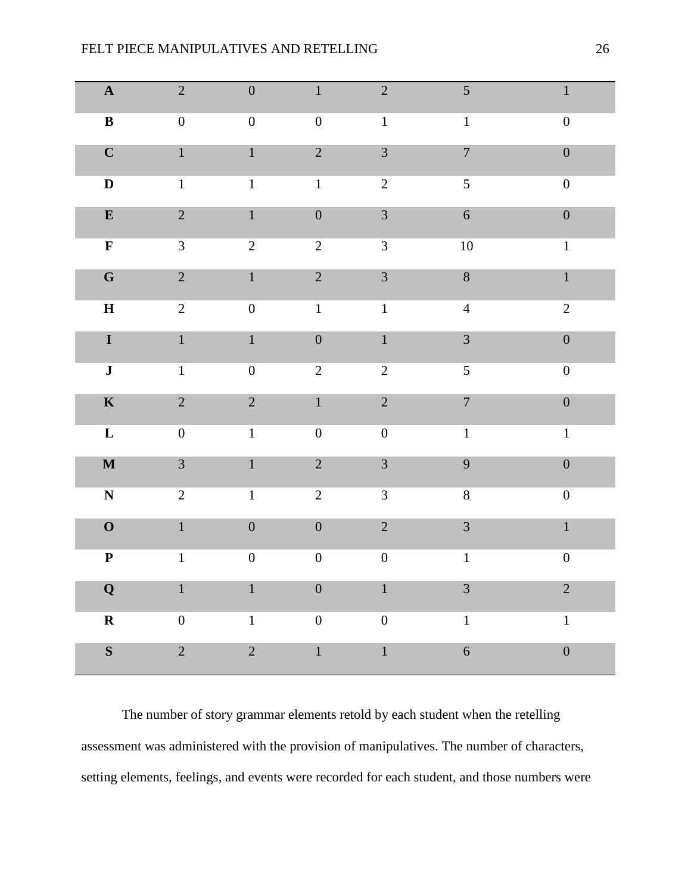| | | | | | | |
|---|---|---|---|---|---|---|
| **A** | 2 | 0 | 1 | 2 | 5 | 1 |
| **B** | 0 | 0 | 0 | 1 | 1 | 0 |
| **C** | 1 | 1 | 2 | 3 | 7 | 0 |
| **D** | 1 | 1 | 1 | 2 | 5 | 0 |
| **E** | 2 | 1 | 0 | 3 | 6 | 0 |
| **F** | 3 | 2 | 2 | 3 | 10 | 1 |
| **G** | 2 | 1 | 2 | 3 | 8 | 1 |
| **H** | 2 | 0 | 1 | 1 | 4 | 2 |
| **I** | 1 | 1 | 0 | 1 | 3 | 0 |
| **J** | 1 | 0 | 2 | 2 | 5 | 0 |
| **K** | 2 | 2 | 1 | 2 | 7 | 0 |
| **L** | 0 | 1 | 0 | 0 | 1 | 1 |
| **M** | 3 | 1 | 2 | 3 | 9 | 0 |
| **N** | 2 | 1 | 2 | 3 | 8 | 0 |
| **O** | 1 | 0 | 0 | 2 | 3 | 1 |
| **P** | 1 | 0 | 0 | 0 | 1 | 0 |
| **Q** | 1 | 1 | 0 | 1 | 3 | 2 |
| **R** | 0 | 1 | 0 | 0 | 1 | 1 |
| **S** | 2 | 2 | 1 | 1 | 6 | 0 |

The number of story grammar elements retold by each student when the retelling assessment was administered with the provision of manipulatives. The number of characters, setting elements, feelings, and events were recorded for each student, and those numbers were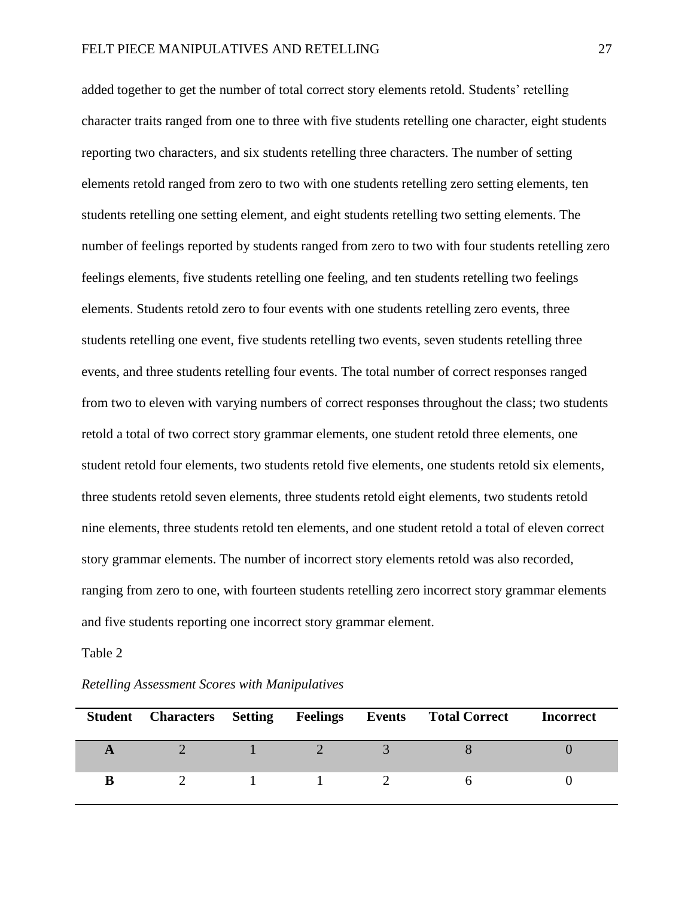added together to get the number of total correct story elements retold. Students' retelling character traits ranged from one to three with five students retelling one character, eight students reporting two characters, and six students retelling three characters. The number of setting elements retold ranged from zero to two with one students retelling zero setting elements, ten students retelling one setting element, and eight students retelling two setting elements. The number of feelings reported by students ranged from zero to two with four students retelling zero feelings elements, five students retelling one feeling, and ten students retelling two feelings elements. Students retold zero to four events with one students retelling zero events, three students retelling one event, five students retelling two events, seven students retelling three events, and three students retelling four events. The total number of correct responses ranged from two to eleven with varying numbers of correct responses throughout the class; two students retold a total of two correct story grammar elements, one student retold three elements, one student retold four elements, two students retold five elements, one students retold six elements, three students retold seven elements, three students retold eight elements, two students retold nine elements, three students retold ten elements, and one student retold a total of eleven correct story grammar elements. The number of incorrect story elements retold was also recorded, ranging from zero to one, with fourteen students retelling zero incorrect story grammar elements and five students reporting one incorrect story grammar element.

Table 2

*Retelling Assessment Scores with Manipulatives*

| Student | Characters | Setting | Feelings | Events | Total Correct | Incorrect |
|---|---|---|---|---|---|---|
| **A** | 2 | 1 | 2 | 3 | 8 | 0 |
| **B** | 2 | 1 | 1 | 2 | 6 | 0 |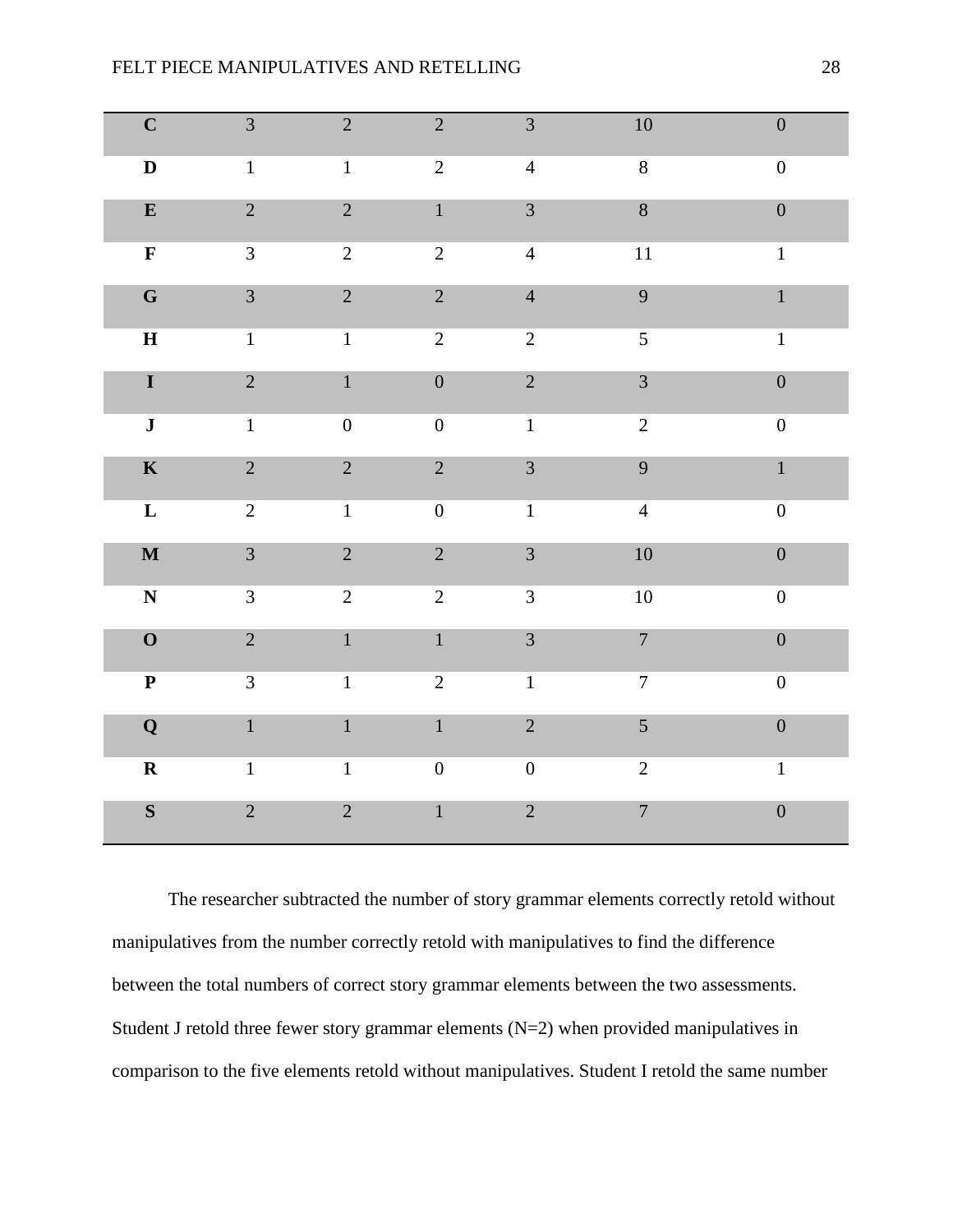| | | | | | | |
|---|---|---|---|---|---|---|
| **C** | 3 | 2 | 2 | 3 | 10 | 0 |
| **D** | 1 | 1 | 2 | 4 | 8 | 0 |
| **E** | 2 | 2 | 1 | 3 | 8 | 0 |
| **F** | 3 | 2 | 2 | 4 | 11 | 1 |
| **G** | 3 | 2 | 2 | 4 | 9 | 1 |
| **H** | 1 | 1 | 2 | 2 | 5 | 1 |
| **I** | 2 | 1 | 0 | 2 | 3 | 0 |
| **J** | 1 | 0 | 0 | 1 | 2 | 0 |
| **K** | 2 | 2 | 2 | 3 | 9 | 1 |
| **L** | 2 | 1 | 0 | 1 | 4 | 0 |
| **M** | 3 | 2 | 2 | 3 | 10 | 0 |
| **N** | 3 | 2 | 2 | 3 | 10 | 0 |
| **O** | 2 | 1 | 1 | 3 | 7 | 0 |
| **P** | 3 | 1 | 2 | 1 | 7 | 0 |
| **Q** | 1 | 1 | 1 | 2 | 5 | 0 |
| **R** | 1 | 1 | 0 | 0 | 2 | 1 |
| **S** | 2 | 2 | 1 | 2 | 7 | 0 |

The researcher subtracted the number of story grammar elements correctly retold without manipulatives from the number correctly retold with manipulatives to find the difference between the total numbers of correct story grammar elements between the two assessments. Student J retold three fewer story grammar elements (N=2) when provided manipulatives in comparison to the five elements retold without manipulatives. Student I retold the same number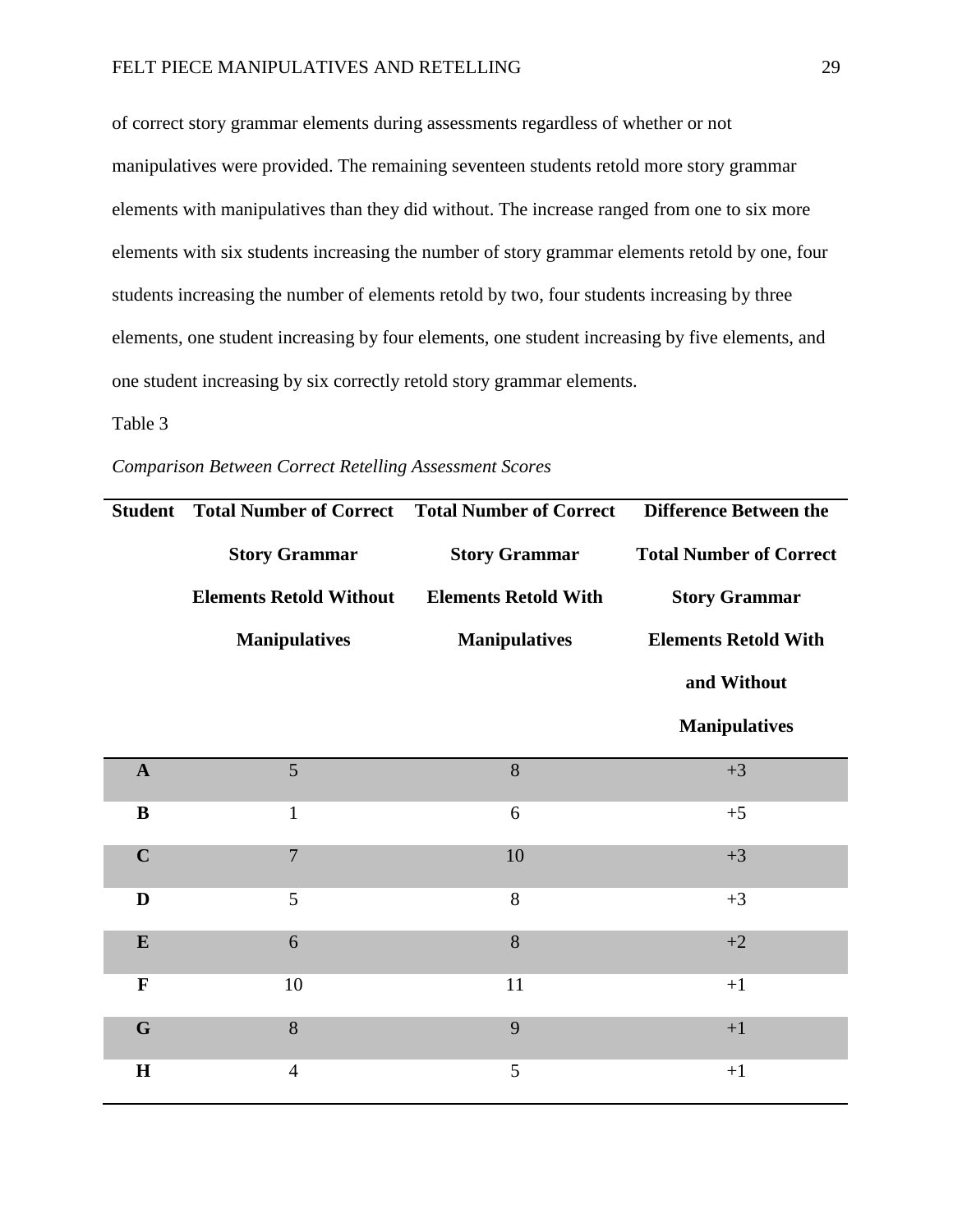of correct story grammar elements during assessments regardless of whether or not manipulatives were provided. The remaining seventeen students retold more story grammar elements with manipulatives than they did without. The increase ranged from one to six more elements with six students increasing the number of story grammar elements retold by one, four students increasing the number of elements retold by two, four students increasing by three elements, one student increasing by four elements, one student increasing by five elements, and one student increasing by six correctly retold story grammar elements.

Table 3

*Comparison Between Correct Retelling Assessment Scores*

| Student | Total Number of Correct Story Grammar Elements Retold Without Manipulatives | Total Number of Correct Story Grammar Elements Retold With Manipulatives | Difference Between the Total Number of Correct Story Grammar Elements Retold With and Without Manipulatives |
|---|---|---|---|
| **A** | 5 | 8 | +3 |
| **B** | 1 | 6 | +5 |
| **C** | 7 | 10 | +3 |
| **D** | 5 | 8 | +3 |
| **E** | 6 | 8 | +2 |
| **F** | 10 | 11 | +1 |
| **G** | 8 | 9 | +1 |
| **H** | 4 | 5 | +1 |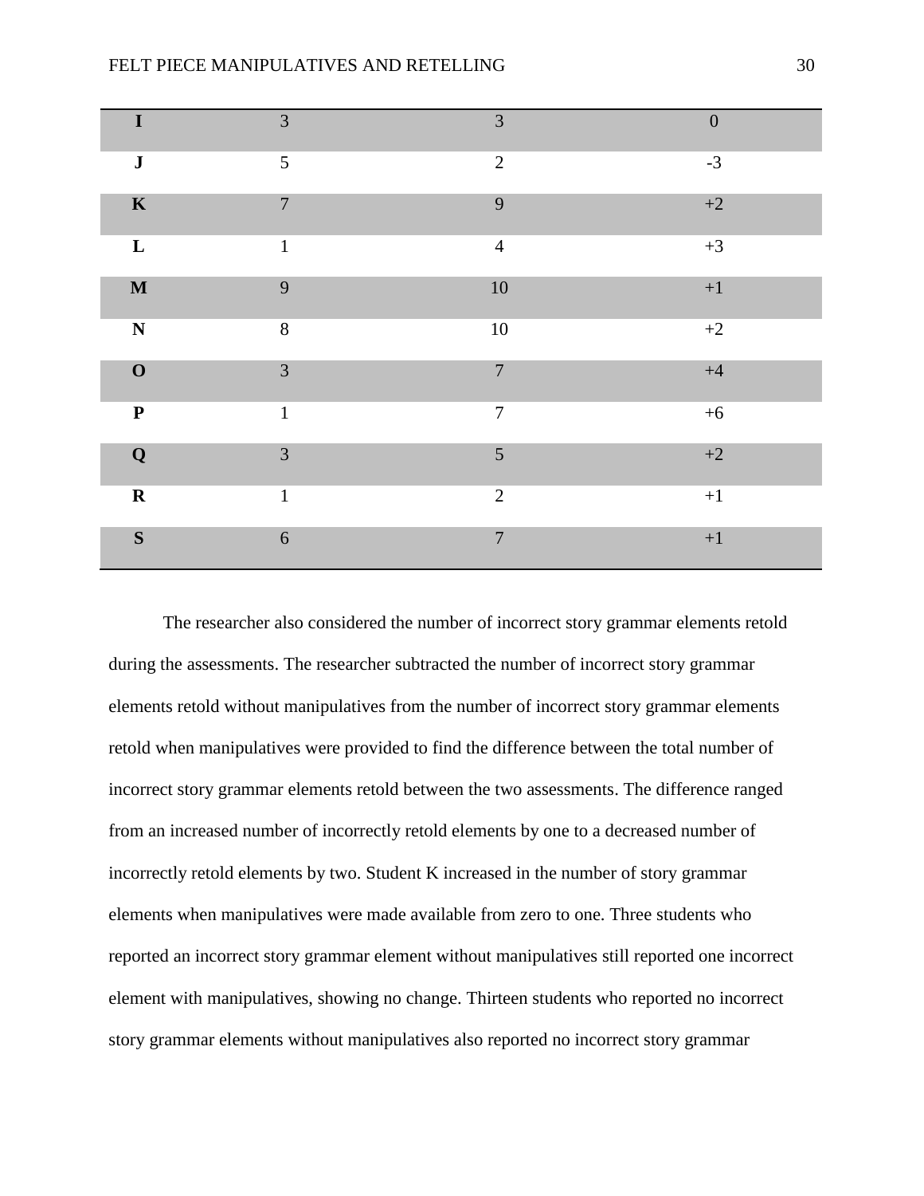| | | | |
|---|---|---|---|
| **I** | 3 | 3 | 0 |
| **J** | 5 | 2 | -3 |
| **K** | 7 | 9 | +2 |
| **L** | 1 | 4 | +3 |
| **M** | 9 | 10 | +1 |
| **N** | 8 | 10 | +2 |
| **O** | 3 | 7 | +4 |
| **P** | 1 | 7 | +6 |
| **Q** | 3 | 5 | +2 |
| **R** | 1 | 2 | +1 |
| **S** | 6 | 7 | +1 |

The researcher also considered the number of incorrect story grammar elements retold during the assessments. The researcher subtracted the number of incorrect story grammar elements retold without manipulatives from the number of incorrect story grammar elements retold when manipulatives were provided to find the difference between the total number of incorrect story grammar elements retold between the two assessments. The difference ranged from an increased number of incorrectly retold elements by one to a decreased number of incorrectly retold elements by two. Student K increased in the number of story grammar elements when manipulatives were made available from zero to one. Three students who reported an incorrect story grammar element without manipulatives still reported one incorrect element with manipulatives, showing no change. Thirteen students who reported no incorrect story grammar elements without manipulatives also reported no incorrect story grammar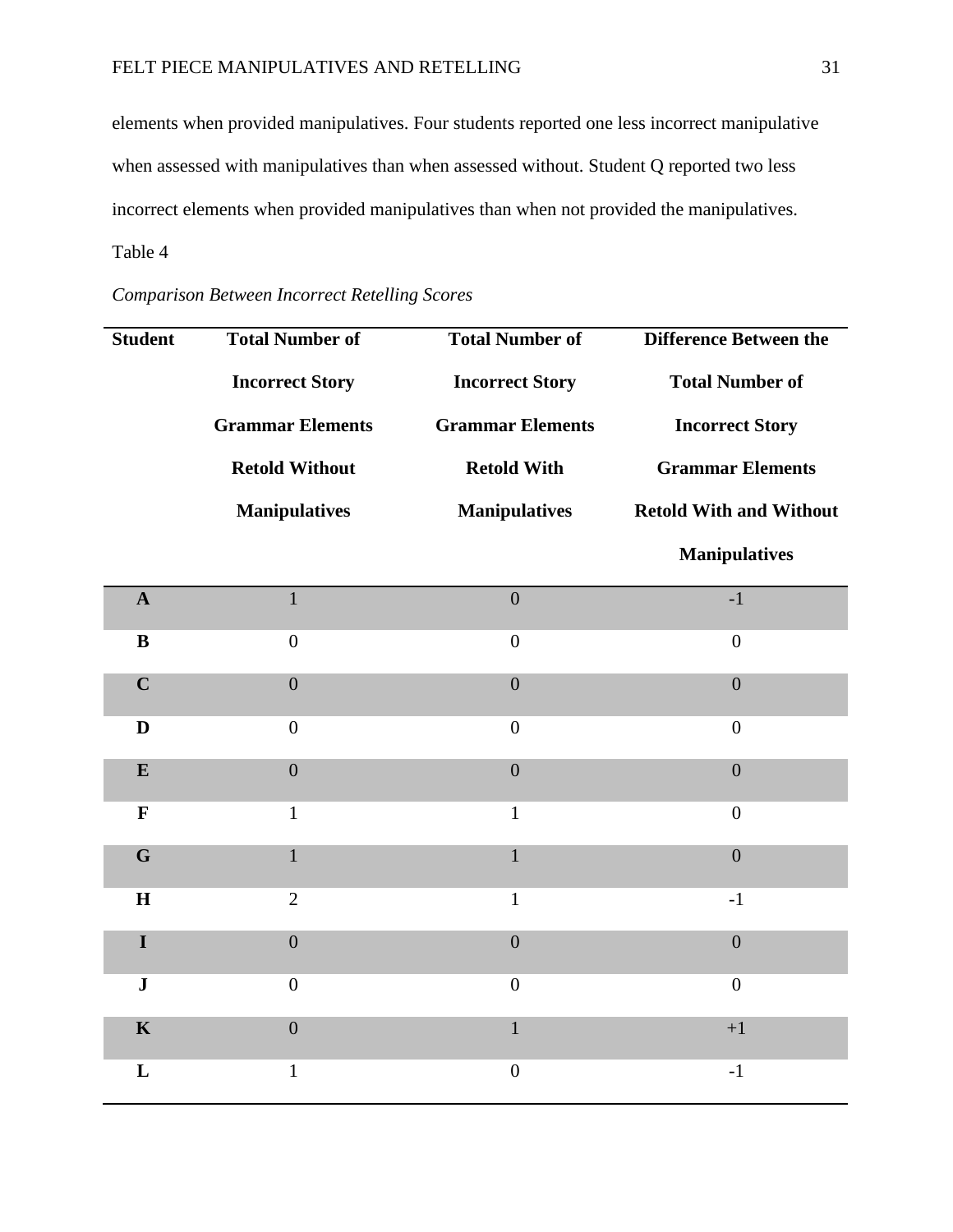elements when provided manipulatives. Four students reported one less incorrect manipulative when assessed with manipulatives than when assessed without. Student Q reported two less incorrect elements when provided manipulatives than when not provided the manipulatives.

Table 4

*Comparison Between Incorrect Retelling Scores*

| Student | Total Number of Incorrect Story Grammar Elements Retold Without Manipulatives | Total Number of Incorrect Story Grammar Elements Retold With Manipulatives | Difference Between the Total Number of Incorrect Story Grammar Elements Retold With and Without Manipulatives |
|---|---|---|---|
| **A** | 1 | 0 | -1 |
| **B** | 0 | 0 | 0 |
| **C** | 0 | 0 | 0 |
| **D** | 0 | 0 | 0 |
| **E** | 0 | 0 | 0 |
| **F** | 1 | 1 | 0 |
| **G** | 1 | 1 | 0 |
| **H** | 2 | 1 | -1 |
| **I** | 0 | 0 | 0 |
| **J** | 0 | 0 | 0 |
| **K** | 0 | 1 | +1 |
| **L** | 1 | 0 | -1 |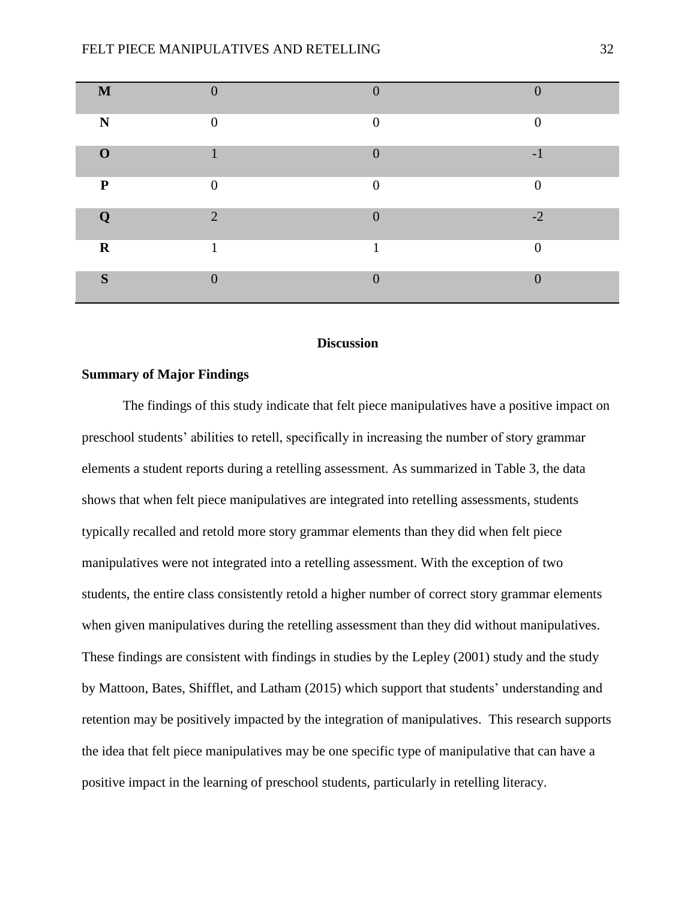| | | | |
|---|---|---|---|
| **M** | 0 | 0 | 0 |
| **N** | 0 | 0 | 0 |
| **O** | 1 | 0 | -1 |
| **P** | 0 | 0 | 0 |
| **Q** | 2 | 0 | -2 |
| **R** | 1 | 1 | 0 |
| **S** | 0 | 0 | 0 |

## Discussion

### Summary of Major Findings

The findings of this study indicate that felt piece manipulatives have a positive impact on preschool students' abilities to retell, specifically in increasing the number of story grammar elements a student reports during a retelling assessment. As summarized in Table 3, the data shows that when felt piece manipulatives are integrated into retelling assessments, students typically recalled and retold more story grammar elements than they did when felt piece manipulatives were not integrated into a retelling assessment. With the exception of two students, the entire class consistently retold a higher number of correct story grammar elements when given manipulatives during the retelling assessment than they did without manipulatives. These findings are consistent with findings in studies by the Lepley (2001) study and the study by Mattoon, Bates, Shifflet, and Latham (2015) which support that students' understanding and retention may be positively impacted by the integration of manipulatives. This research supports the idea that felt piece manipulatives may be one specific type of manipulative that can have a positive impact in the learning of preschool students, particularly in retelling literacy.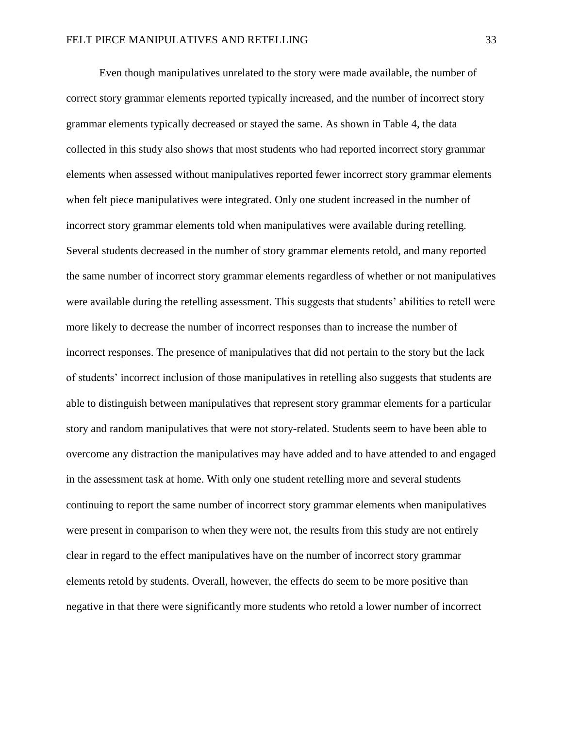Even though manipulatives unrelated to the story were made available, the number of correct story grammar elements reported typically increased, and the number of incorrect story grammar elements typically decreased or stayed the same. As shown in Table 4, the data collected in this study also shows that most students who had reported incorrect story grammar elements when assessed without manipulatives reported fewer incorrect story grammar elements when felt piece manipulatives were integrated. Only one student increased in the number of incorrect story grammar elements told when manipulatives were available during retelling. Several students decreased in the number of story grammar elements retold, and many reported the same number of incorrect story grammar elements regardless of whether or not manipulatives were available during the retelling assessment. This suggests that students' abilities to retell were more likely to decrease the number of incorrect responses than to increase the number of incorrect responses. The presence of manipulatives that did not pertain to the story but the lack of students' incorrect inclusion of those manipulatives in retelling also suggests that students are able to distinguish between manipulatives that represent story grammar elements for a particular story and random manipulatives that were not story-related. Students seem to have been able to overcome any distraction the manipulatives may have added and to have attended to and engaged in the assessment task at home. With only one student retelling more and several students continuing to report the same number of incorrect story grammar elements when manipulatives were present in comparison to when they were not, the results from this study are not entirely clear in regard to the effect manipulatives have on the number of incorrect story grammar elements retold by students. Overall, however, the effects do seem to be more positive than negative in that there were significantly more students who retold a lower number of incorrect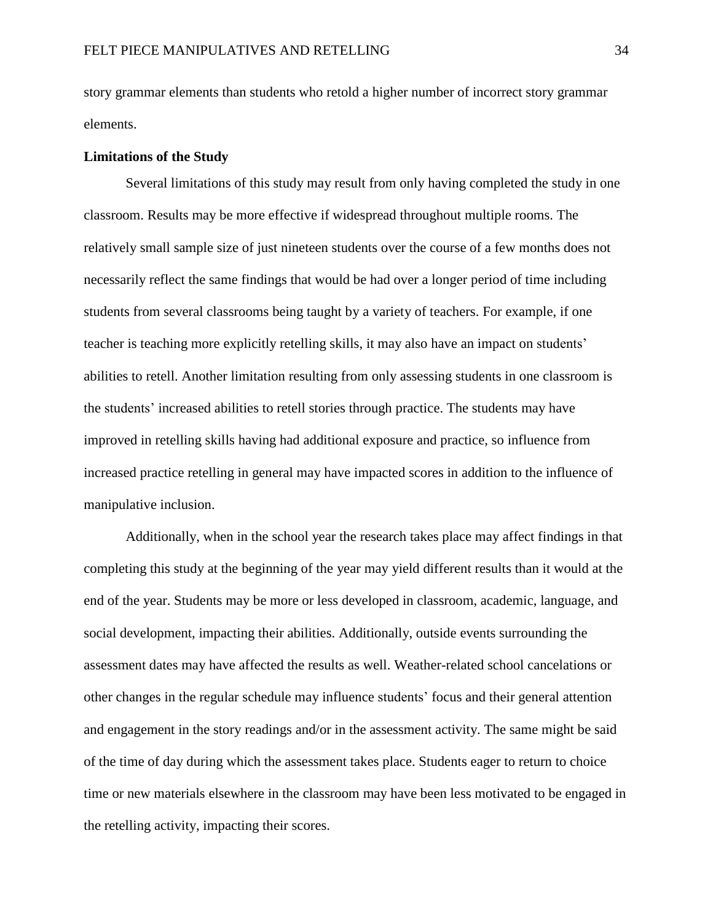story grammar elements than students who retold a higher number of incorrect story grammar elements.

**Limitations of the Study**

Several limitations of this study may result from only having completed the study in one classroom. Results may be more effective if widespread throughout multiple rooms. The relatively small sample size of just nineteen students over the course of a few months does not necessarily reflect the same findings that would be had over a longer period of time including students from several classrooms being taught by a variety of teachers. For example, if one teacher is teaching more explicitly retelling skills, it may also have an impact on students' abilities to retell. Another limitation resulting from only assessing students in one classroom is the students' increased abilities to retell stories through practice. The students may have improved in retelling skills having had additional exposure and practice, so influence from increased practice retelling in general may have impacted scores in addition to the influence of manipulative inclusion.

Additionally, when in the school year the research takes place may affect findings in that completing this study at the beginning of the year may yield different results than it would at the end of the year. Students may be more or less developed in classroom, academic, language, and social development, impacting their abilities. Additionally, outside events surrounding the assessment dates may have affected the results as well. Weather-related school cancelations or other changes in the regular schedule may influence students' focus and their general attention and engagement in the story readings and/or in the assessment activity. The same might be said of the time of day during which the assessment takes place. Students eager to return to choice time or new materials elsewhere in the classroom may have been less motivated to be engaged in the retelling activity, impacting their scores.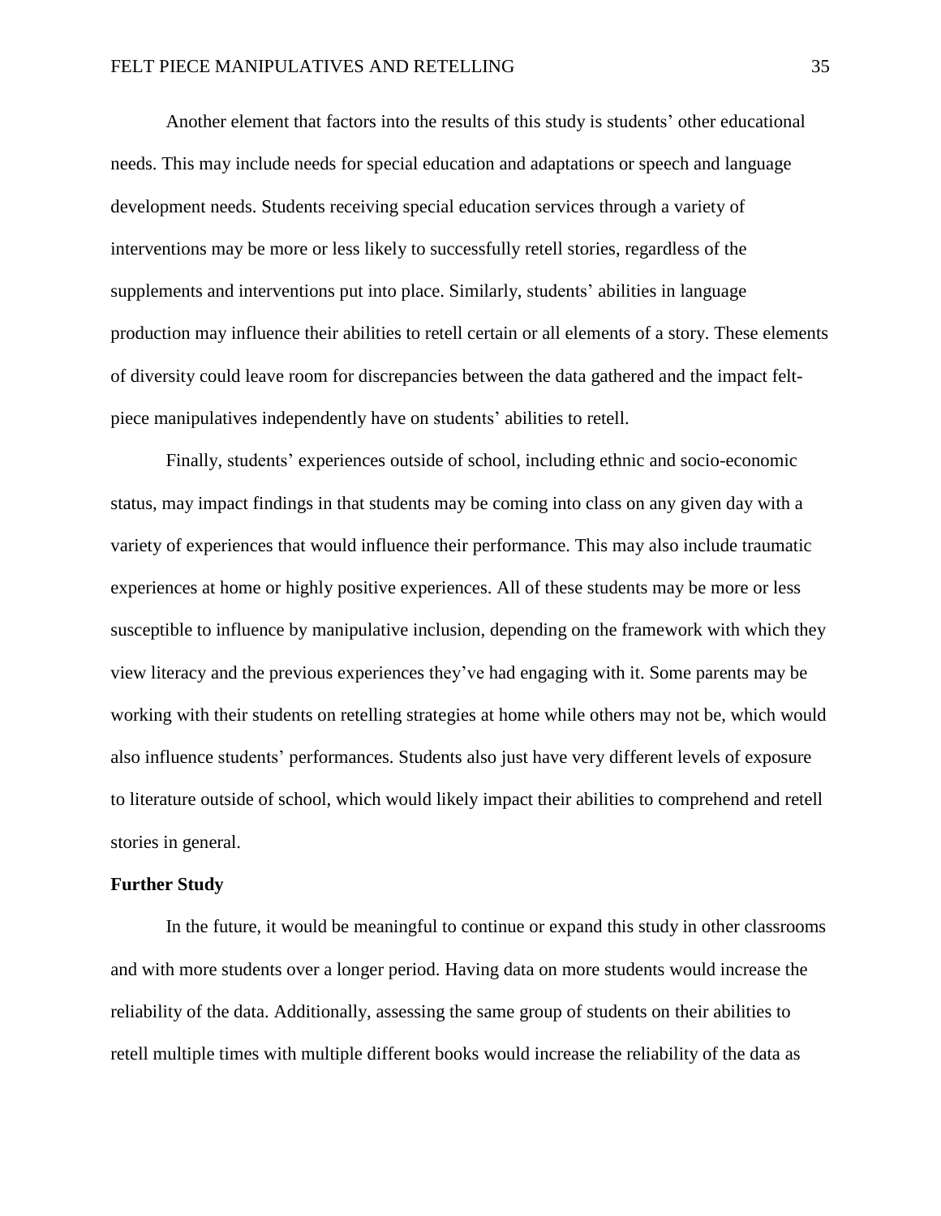Another element that factors into the results of this study is students' other educational needs. This may include needs for special education and adaptations or speech and language development needs. Students receiving special education services through a variety of interventions may be more or less likely to successfully retell stories, regardless of the supplements and interventions put into place. Similarly, students' abilities in language production may influence their abilities to retell certain or all elements of a story. These elements of diversity could leave room for discrepancies between the data gathered and the impact felt-piece manipulatives independently have on students' abilities to retell.

Finally, students' experiences outside of school, including ethnic and socio-economic status, may impact findings in that students may be coming into class on any given day with a variety of experiences that would influence their performance. This may also include traumatic experiences at home or highly positive experiences. All of these students may be more or less susceptible to influence by manipulative inclusion, depending on the framework with which they view literacy and the previous experiences they've had engaging with it. Some parents may be working with their students on retelling strategies at home while others may not be, which would also influence students' performances. Students also just have very different levels of exposure to literature outside of school, which would likely impact their abilities to comprehend and retell stories in general.

## Further Study

In the future, it would be meaningful to continue or expand this study in other classrooms and with more students over a longer period. Having data on more students would increase the reliability of the data. Additionally, assessing the same group of students on their abilities to retell multiple times with multiple different books would increase the reliability of the data as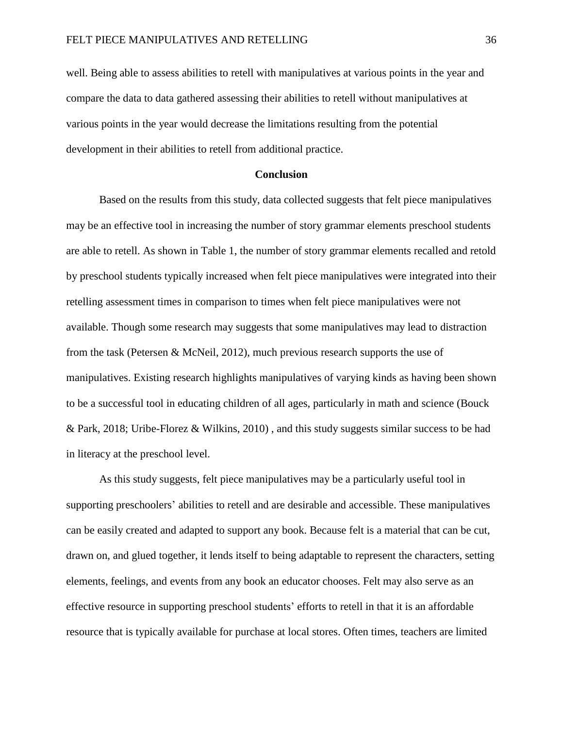well. Being able to assess abilities to retell with manipulatives at various points in the year and compare the data to data gathered assessing their abilities to retell without manipulatives at various points in the year would decrease the limitations resulting from the potential development in their abilities to retell from additional practice.

## Conclusion

Based on the results from this study, data collected suggests that felt piece manipulatives may be an effective tool in increasing the number of story grammar elements preschool students are able to retell. As shown in Table 1, the number of story grammar elements recalled and retold by preschool students typically increased when felt piece manipulatives were integrated into their retelling assessment times in comparison to times when felt piece manipulatives were not available. Though some research may suggests that some manipulatives may lead to distraction from the task (Petersen & McNeil, 2012), much previous research supports the use of manipulatives. Existing research highlights manipulatives of varying kinds as having been shown to be a successful tool in educating children of all ages, particularly in math and science (Bouck & Park, 2018; Uribe-Florez & Wilkins, 2010) , and this study suggests similar success to be had in literacy at the preschool level.

As this study suggests, felt piece manipulatives may be a particularly useful tool in supporting preschoolers' abilities to retell and are desirable and accessible. These manipulatives can be easily created and adapted to support any book. Because felt is a material that can be cut, drawn on, and glued together, it lends itself to being adaptable to represent the characters, setting elements, feelings, and events from any book an educator chooses. Felt may also serve as an effective resource in supporting preschool students' efforts to retell in that it is an affordable resource that is typically available for purchase at local stores. Often times, teachers are limited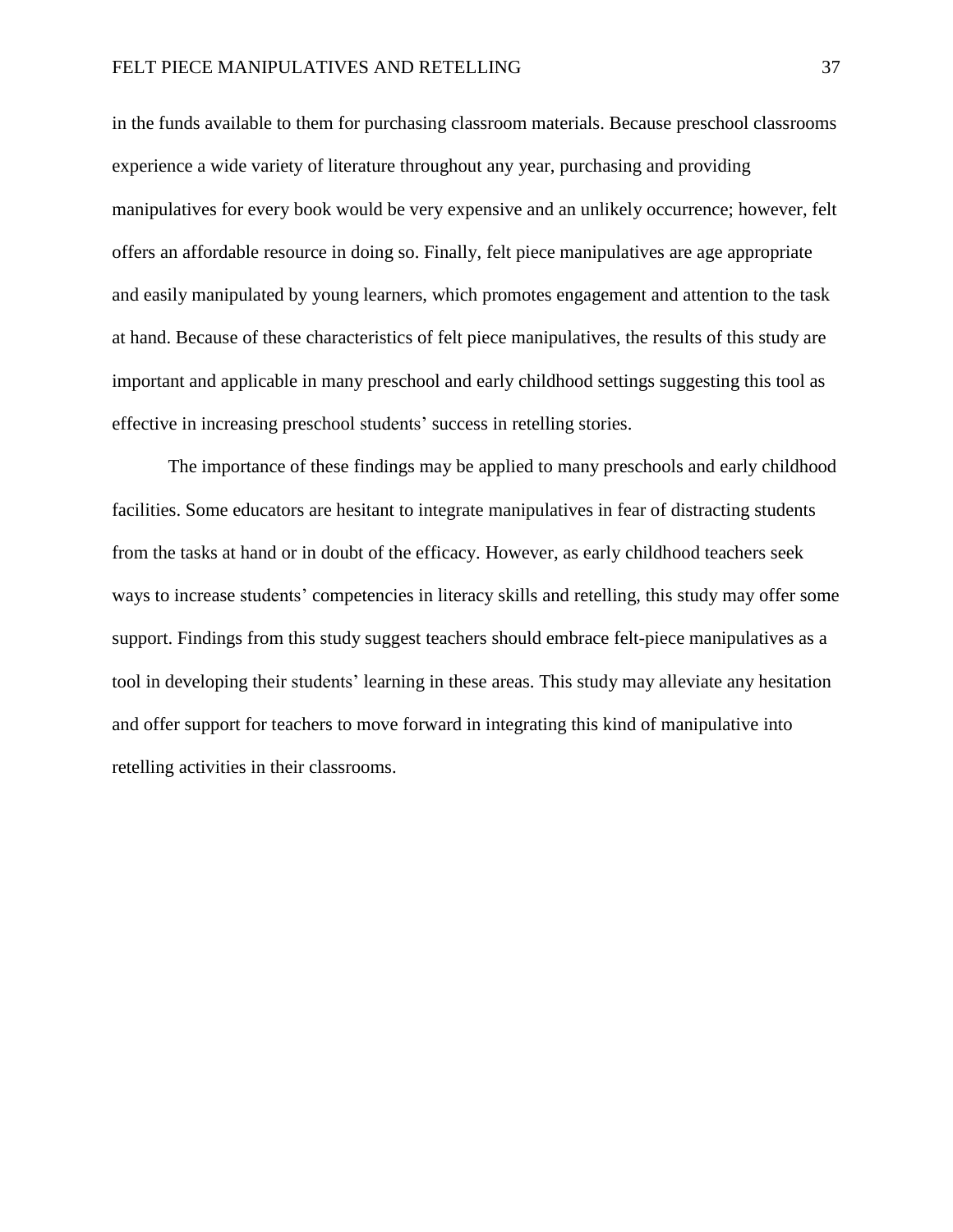in the funds available to them for purchasing classroom materials. Because preschool classrooms experience a wide variety of literature throughout any year, purchasing and providing manipulatives for every book would be very expensive and an unlikely occurrence; however, felt offers an affordable resource in doing so. Finally, felt piece manipulatives are age appropriate and easily manipulated by young learners, which promotes engagement and attention to the task at hand. Because of these characteristics of felt piece manipulatives, the results of this study are important and applicable in many preschool and early childhood settings suggesting this tool as effective in increasing preschool students' success in retelling stories.

The importance of these findings may be applied to many preschools and early childhood facilities. Some educators are hesitant to integrate manipulatives in fear of distracting students from the tasks at hand or in doubt of the efficacy. However, as early childhood teachers seek ways to increase students' competencies in literacy skills and retelling, this study may offer some support. Findings from this study suggest teachers should embrace felt-piece manipulatives as a tool in developing their students' learning in these areas. This study may alleviate any hesitation and offer support for teachers to move forward in integrating this kind of manipulative into retelling activities in their classrooms.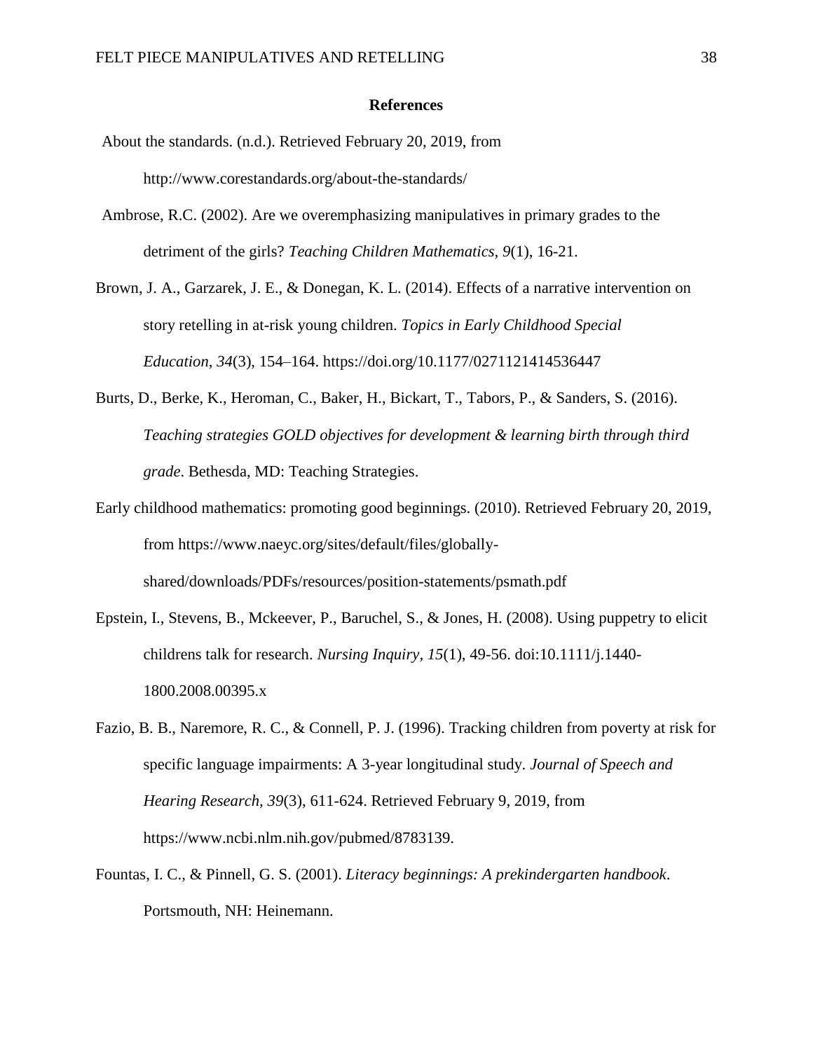**References**

About the standards. (n.d.). Retrieved February 20, 2019, from http://www.corestandards.org/about-the-standards/

Ambrose, R.C. (2002). Are we overemphasizing manipulatives in primary grades to the detriment of the girls? *Teaching Children Mathematics, 9*(1), 16-21.

Brown, J. A., Garzarek, J. E., & Donegan, K. L. (2014). Effects of a narrative intervention on story retelling in at-risk young children. *Topics in Early Childhood Special Education*, *34*(3), 154–164. https://doi.org/10.1177/0271121414536447

Burts, D., Berke, K., Heroman, C., Baker, H., Bickart, T., Tabors, P., & Sanders, S. (2016). *Teaching strategies GOLD objectives for development & learning birth through third grade*. Bethesda, MD: Teaching Strategies.

Early childhood mathematics: promoting good beginnings. (2010). Retrieved February 20, 2019, from https://www.naeyc.org/sites/default/files/globally-shared/downloads/PDFs/resources/position-statements/psmath.pdf

Epstein, I., Stevens, B., Mckeever, P., Baruchel, S., & Jones, H. (2008). Using puppetry to elicit childrens talk for research. *Nursing Inquiry, 15*(1), 49-56. doi:10.1111/j.1440-1800.2008.00395.x

Fazio, B. B., Naremore, R. C., & Connell, P. J. (1996). Tracking children from poverty at risk for specific language impairments: A 3-year longitudinal study. *Journal of Speech and Hearing Research, 39*(3), 611-624. Retrieved February 9, 2019, from https://www.ncbi.nlm.nih.gov/pubmed/8783139.

Fountas, I. C., & Pinnell, G. S. (2001). *Literacy beginnings: A prekindergarten handbook*. Portsmouth, NH: Heinemann.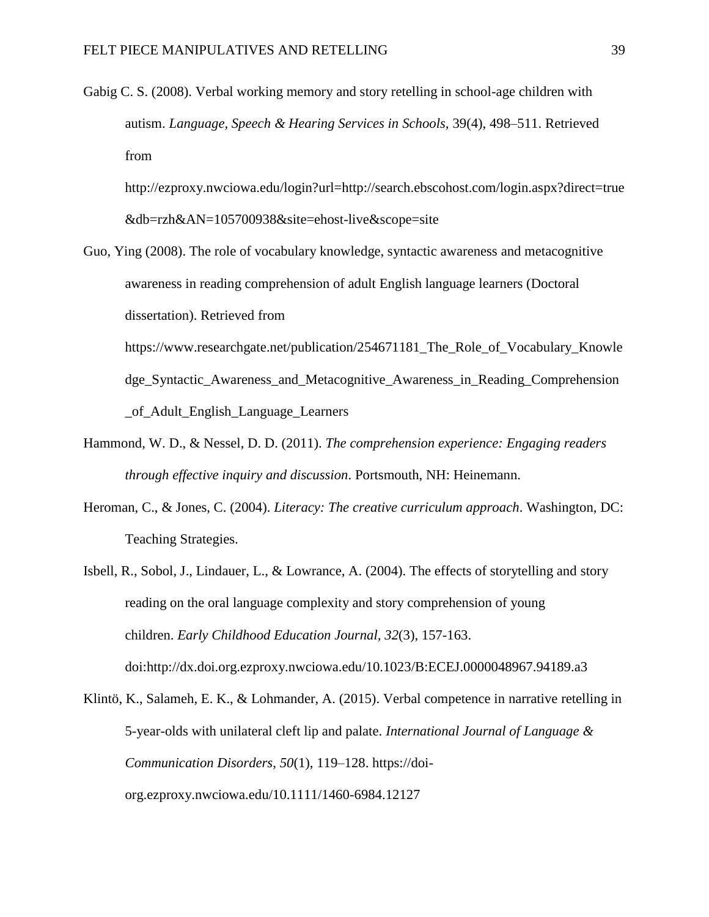Gabig C. S. (2008). Verbal working memory and story retelling in school-age children with autism. *Language, Speech & Hearing Services in Schools*, 39(4), 498–511. Retrieved from http://ezproxy.nwciowa.edu/login?url=http://search.ebscohost.com/login.aspx?direct=true&db=rzh&AN=105700938&site=ehost-live&scope=site

Guo, Ying (2008). The role of vocabulary knowledge, syntactic awareness and metacognitive awareness in reading comprehension of adult English language learners (Doctoral dissertation). Retrieved from https://www.researchgate.net/publication/254671181_The_Role_of_Vocabulary_Knowledge_Syntactic_Awareness_and_Metacognitive_Awareness_in_Reading_Comprehension_of_Adult_English_Language_Learners

Hammond, W. D., & Nessel, D. D. (2011). *The comprehension experience: Engaging readers through effective inquiry and discussion*. Portsmouth, NH: Heinemann.

Heroman, C., & Jones, C. (2004). *Literacy: The creative curriculum approach*. Washington, DC: Teaching Strategies.

Isbell, R., Sobol, J., Lindauer, L., & Lowrance, A. (2004). The effects of storytelling and story reading on the oral language complexity and story comprehension of young children. *Early Childhood Education Journal*, *32*(3), 157-163. doi:http://dx.doi.org.ezproxy.nwciowa.edu/10.1023/B:ECEJ.0000048967.94189.a3

Klintö, K., Salameh, E. K., & Lohmander, A. (2015). Verbal competence in narrative retelling in 5-year-olds with unilateral cleft lip and palate. *International Journal of Language & Communication Disorders*, *50*(1), 119–128. https://doi-org.ezproxy.nwciowa.edu/10.1111/1460-6984.12127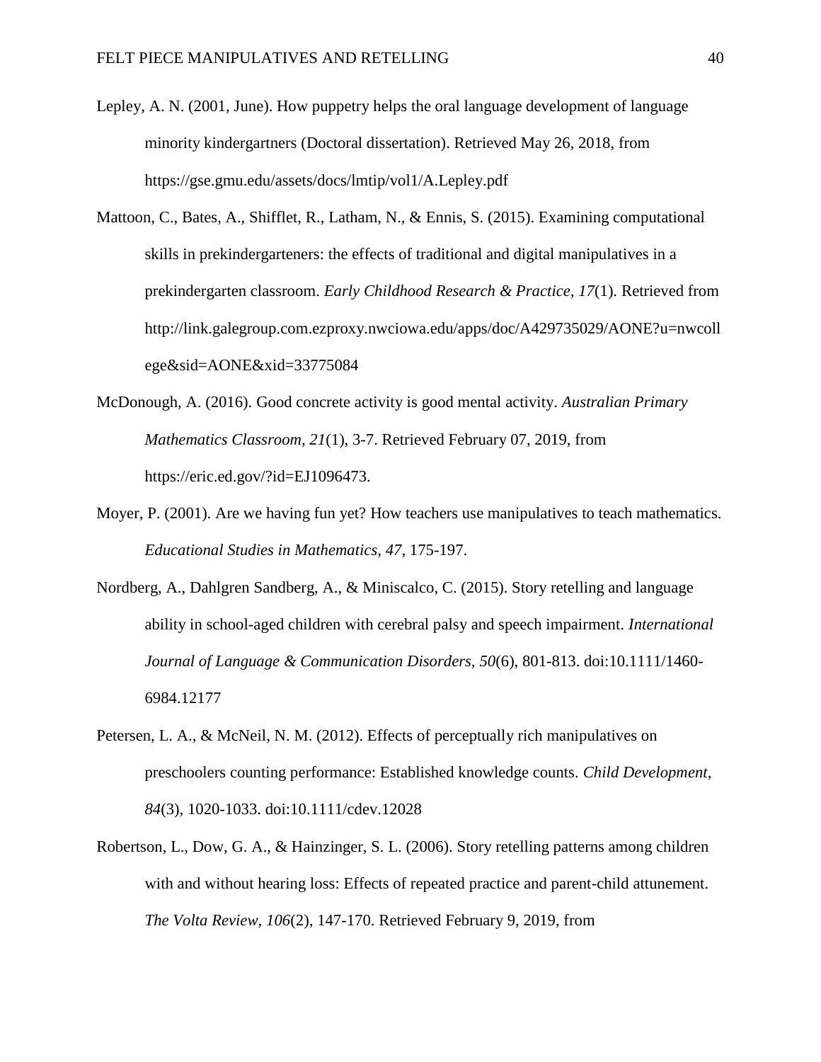Lepley, A. N. (2001, June). How puppetry helps the oral language development of language minority kindergartners (Doctoral dissertation). Retrieved May 26, 2018, from https://gse.gmu.edu/assets/docs/lmtip/vol1/A.Lepley.pdf

Mattoon, C., Bates, A., Shifflet, R., Latham, N., & Ennis, S. (2015). Examining computational skills in prekindergarteners: the effects of traditional and digital manipulatives in a prekindergarten classroom. *Early Childhood Research & Practice, 17*(1). Retrieved from http://link.galegroup.com.ezproxy.nwciowa.edu/apps/doc/A429735029/AONE?u=nwcollege&sid=AONE&xid=33775084

McDonough, A. (2016). Good concrete activity is good mental activity. *Australian Primary Mathematics Classroom, 21*(1), 3-7. Retrieved February 07, 2019, from https://eric.ed.gov/?id=EJ1096473.

Moyer, P. (2001). Are we having fun yet? How teachers use manipulatives to teach mathematics. *Educational Studies in Mathematics, 47*, 175-197.

Nordberg, A., Dahlgren Sandberg, A., & Miniscalco, C. (2015). Story retelling and language ability in school-aged children with cerebral palsy and speech impairment. *International Journal of Language & Communication Disorders, 50*(6), 801-813. doi:10.1111/1460-6984.12177

Petersen, L. A., & McNeil, N. M. (2012). Effects of perceptually rich manipulatives on preschoolers counting performance: Established knowledge counts. *Child Development, 84*(3), 1020-1033. doi:10.1111/cdev.12028

Robertson, L., Dow, G. A., & Hainzinger, S. L. (2006). Story retelling patterns among children with and without hearing loss: Effects of repeated practice and parent-child attunement. *The Volta Review, 106*(2), 147-170. Retrieved February 9, 2019, from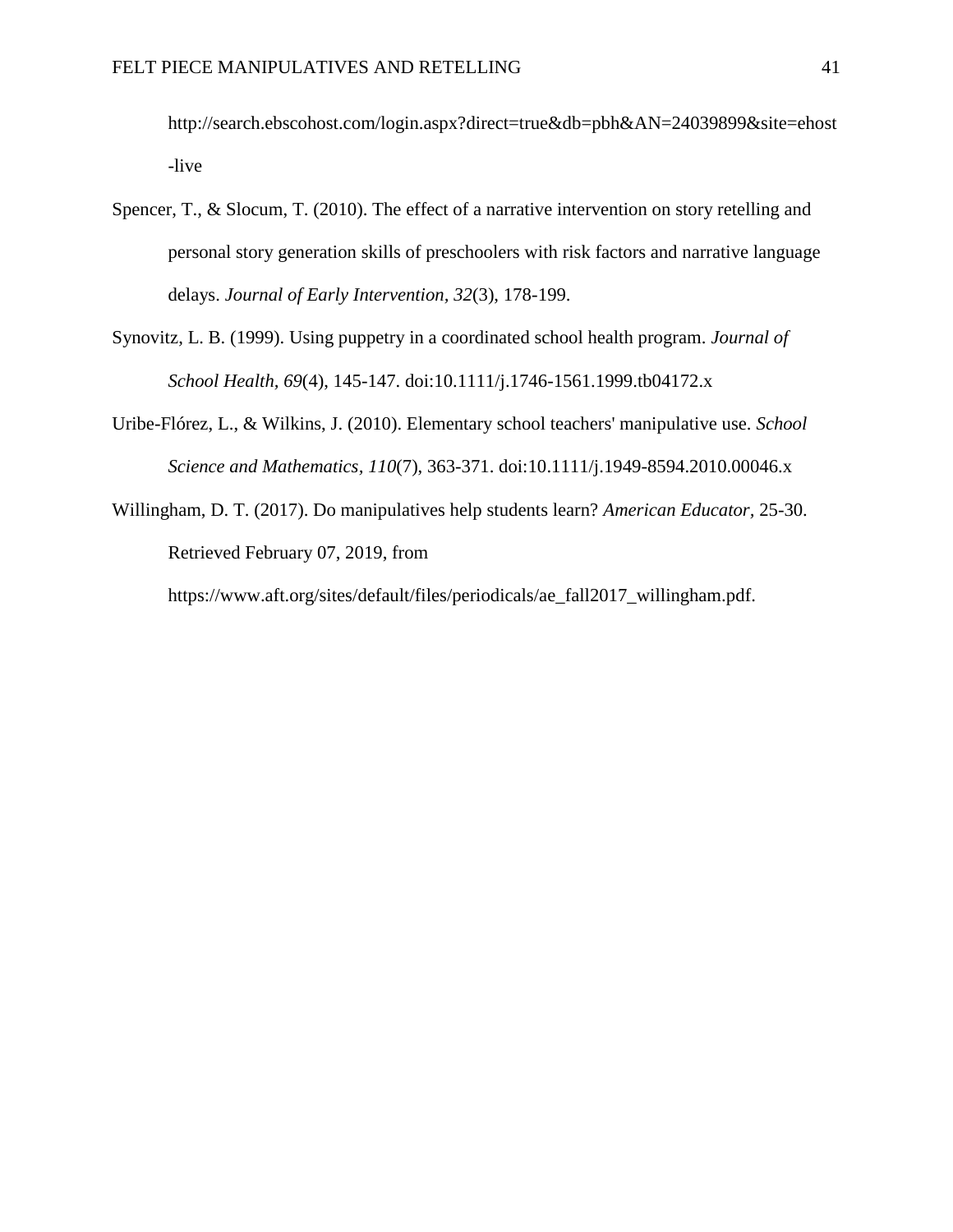http://search.ebscohost.com/login.aspx?direct=true&db=pbh&AN=24039899&site=ehost-live

Spencer, T., & Slocum, T. (2010). The effect of a narrative intervention on story retelling and personal story generation skills of preschoolers with risk factors and narrative language delays. *Journal of Early Intervention, 32*(3), 178-199.

Synovitz, L. B. (1999). Using puppetry in a coordinated school health program. *Journal of School Health, 69*(4), 145-147. doi:10.1111/j.1746-1561.1999.tb04172.x

Uribe-Flórez, L., & Wilkins, J. (2010). Elementary school teachers' manipulative use. *School Science and Mathematics, 110*(7), 363-371. doi:10.1111/j.1949-8594.2010.00046.x

Willingham, D. T. (2017). Do manipulatives help students learn? *American Educator*, 25-30. Retrieved February 07, 2019, from https://www.aft.org/sites/default/files/periodicals/ae_fall2017_willingham.pdf.